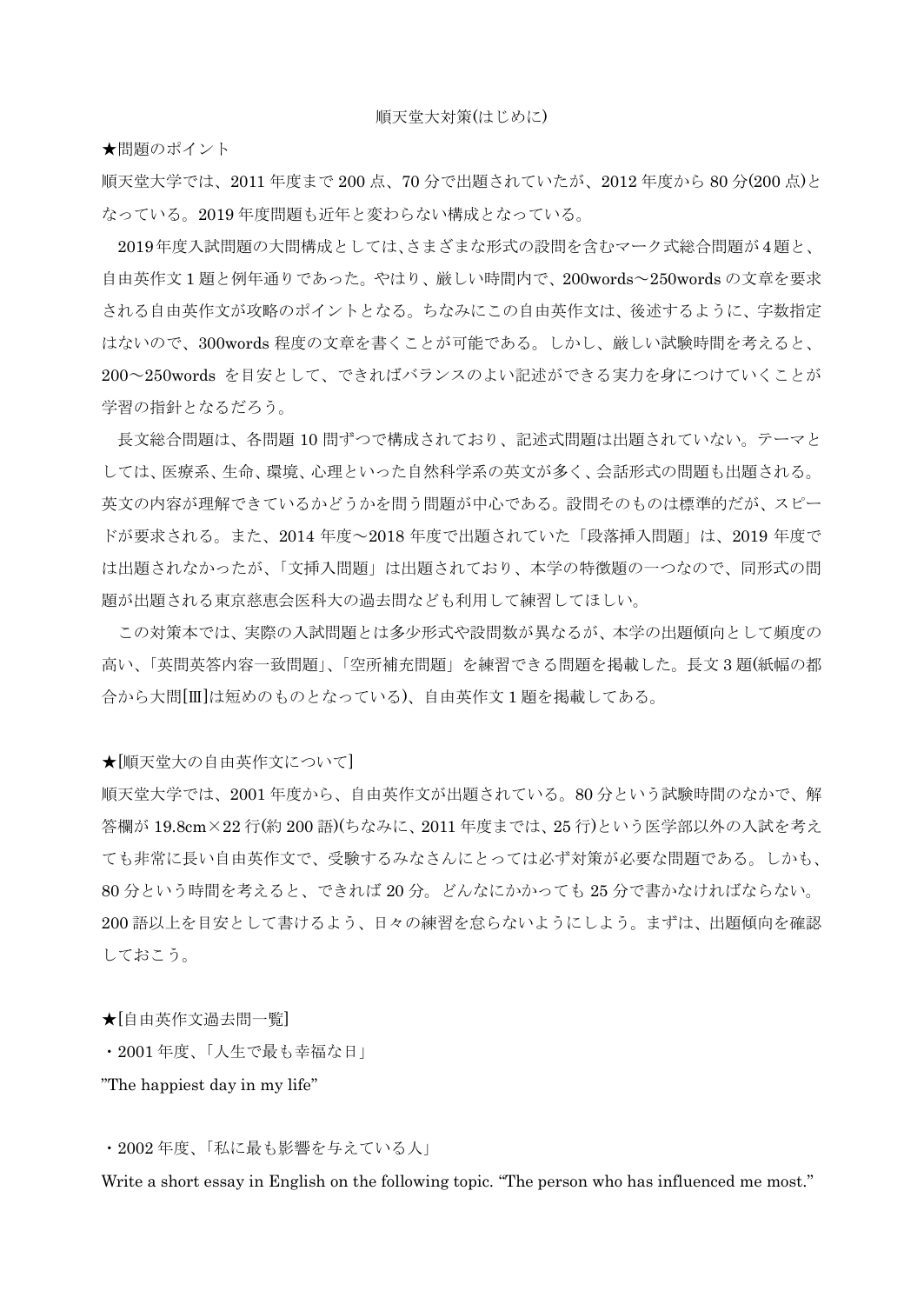# 順天堂大対策(はじめに)

★問題のポイント

順天堂大学では、2011 年度まで 200 点、70 分で出題されていたが、2012 年度から 80 分(200 点)となっている。2019 年度問題も近年と変わらない構成となっている。

2019年度入試問題の大問構成としては、さまざまな形式の設問を含むマーク式総合問題が4題と、自由英作文1題と例年通りであった。やはり、厳しい時間内で、200words～250words の文章を要求される自由英作文が攻略のポイントとなる。ちなみにこの自由英作文は、後述するように、字数指定はないので、300words 程度の文章を書くことが可能である。しかし、厳しい試験時間を考えると、200～250words を目安として、できればバランスのよい記述ができる実力を身につけていくことが学習の指針となるだろう。

長文総合問題は、各問題 10 問ずつで構成されており、記述式問題は出題されていない。テーマとしては、医療系、生命、環境、心理といった自然科学系の英文が多く、会話形式の問題も出題される。英文の内容が理解できているかどうかを問う問題が中心である。設問そのものは標準的だが、スピードが要求される。また、2014 年度～2018 年度で出題されていた「段落挿入問題」は、2019 年度では出題されなかったが、「文挿入問題」は出題されており、本学の特徴題の一つなので、同形式の問題が出題される東京慈恵会医科大の過去問なども利用して練習してほしい。

この対策本では、実際の入試問題とは多少形式や設問数が異なるが、本学の出題傾向として頻度の高い、「英問英答内容一致問題」、「空所補充問題」を練習できる問題を掲載した。長文 3 題(紙幅の都合から大問[Ⅲ]は短めのものとなっている)、自由英作文 1 題を掲載してある。

★[順天堂大の自由英作文について]

順天堂大学では、2001 年度から、自由英作文が出題されている。80 分という試験時間のなかで、解答欄が 19.8cm×22 行(約 200 語)(ちなみに、2011 年度までは、25 行)という医学部以外の入試を考えても非常に長い自由英作文で、受験するみなさんにとっては必ず対策が必要な問題である。しかも、80 分という時間を考えると、できれば 20 分。どんなにかかっても 25 分で書かなければならない。200 語以上を目安として書けるよう、日々の練習を怠らないようにしよう。まずは、出題傾向を確認しておこう。

★[自由英作文過去問一覧]

・2001 年度、「人生で最も幸福な日」

"The happiest day in my life"

・2002 年度、「私に最も影響を与えている人」

Write a short essay in English on the following topic. "The person who has influenced me most."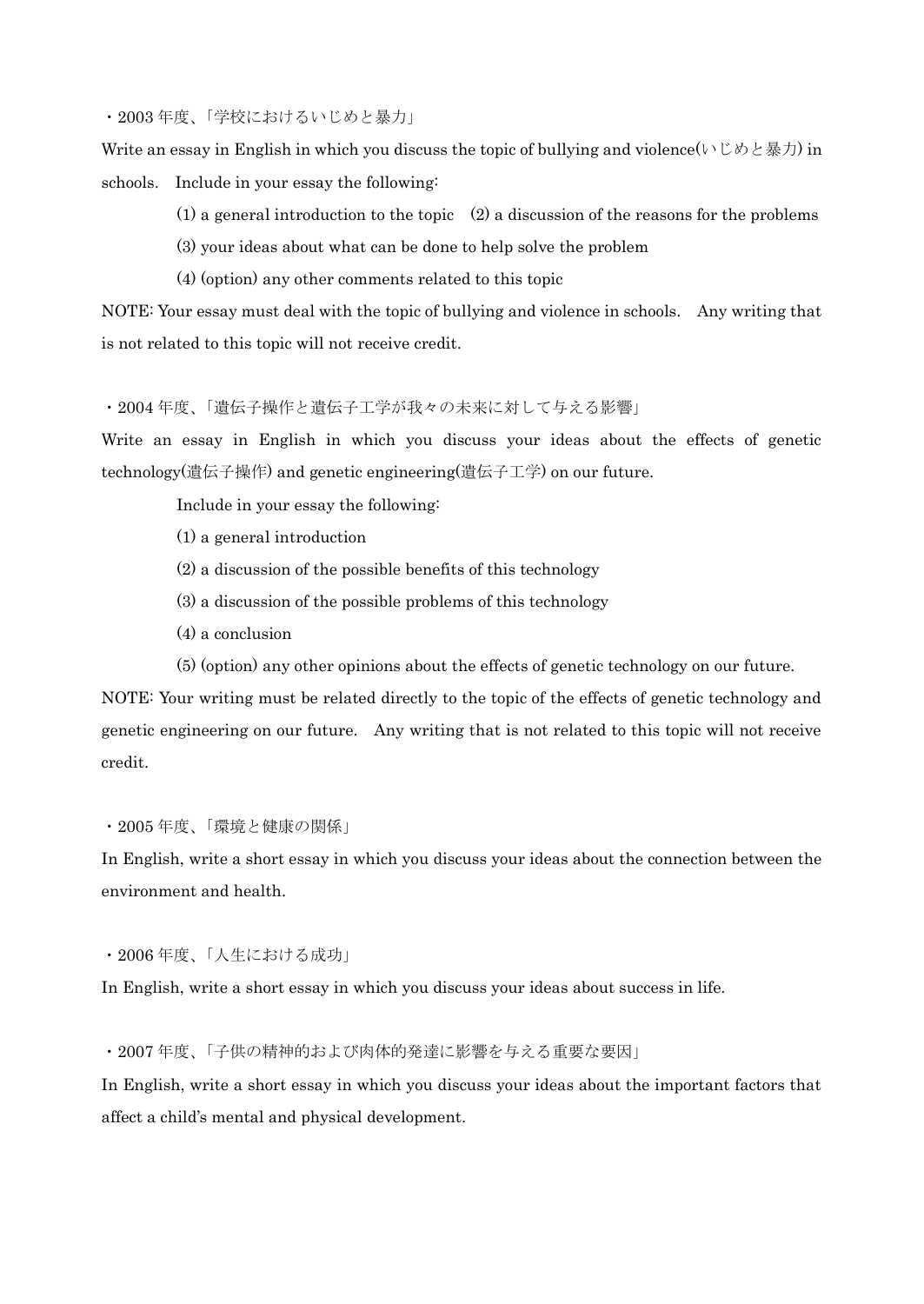・2003 年度、「学校におけるいじめと暴力」

Write an essay in English in which you discuss the topic of bullying and violence(いじめと暴力) in schools.　Include in your essay the following:

(1) a general introduction to the topic　(2) a discussion of the reasons for the problems

(3) your ideas about what can be done to help solve the problem

(4) (option) any other comments related to this topic

NOTE: Your essay must deal with the topic of bullying and violence in schools.　Any writing that is not related to this topic will not receive credit.

・2004 年度、「遺伝子操作と遺伝子工学が我々の未来に対して与える影響」

Write an essay in English in which you discuss your ideas about the effects of genetic technology(遺伝子操作) and genetic engineering(遺伝子工学) on our future.

Include in your essay the following:

(1) a general introduction

(2) a discussion of the possible benefits of this technology

(3) a discussion of the possible problems of this technology

(4) a conclusion

(5) (option) any other opinions about the effects of genetic technology on our future.

NOTE: Your writing must be related directly to the topic of the effects of genetic technology and genetic engineering on our future.　Any writing that is not related to this topic will not receive credit.

・2005 年度、「環境と健康の関係」

In English, write a short essay in which you discuss your ideas about the connection between the environment and health.

・2006 年度、「人生における成功」

In English, write a short essay in which you discuss your ideas about success in life.

・2007 年度、「子供の精神的および肉体的発達に影響を与える重要な要因」

In English, write a short essay in which you discuss your ideas about the important factors that affect a child's mental and physical development.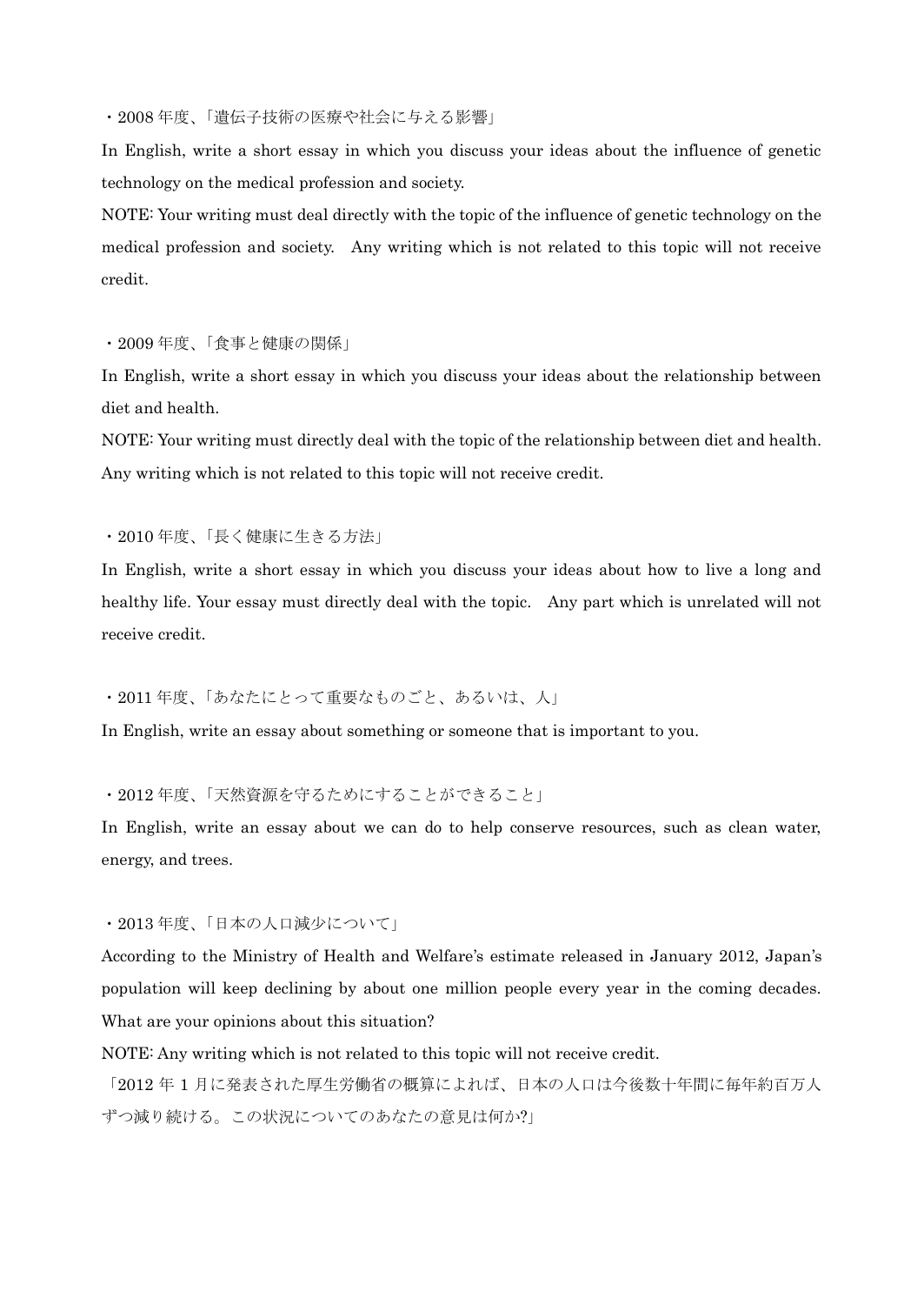・2008 年度、「遺伝子技術の医療や社会に与える影響」

In English, write a short essay in which you discuss your ideas about the influence of genetic technology on the medical profession and society.

NOTE: Your writing must deal directly with the topic of the influence of genetic technology on the medical profession and society. Any writing which is not related to this topic will not receive credit.

・2009 年度、「食事と健康の関係」

In English, write a short essay in which you discuss your ideas about the relationship between diet and health.

NOTE: Your writing must directly deal with the topic of the relationship between diet and health. Any writing which is not related to this topic will not receive credit.

・2010 年度、「長く健康に生きる方法」

In English, write a short essay in which you discuss your ideas about how to live a long and healthy life. Your essay must directly deal with the topic. Any part which is unrelated will not receive credit.

・2011 年度、「あなたにとって重要なものごと、あるいは、人」

In English, write an essay about something or someone that is important to you.

・2012 年度、「天然資源を守るためにすることができること」

In English, write an essay about we can do to help conserve resources, such as clean water, energy, and trees.

・2013 年度、「日本の人口減少について」

According to the Ministry of Health and Welfare's estimate released in January 2012, Japan's population will keep declining by about one million people every year in the coming decades. What are your opinions about this situation?

NOTE: Any writing which is not related to this topic will not receive credit.

「2012 年 1 月に発表された厚生労働省の概算によれば、日本の人口は今後数十年間に毎年約百万人ずつ減り続ける。この状況についてのあなたの意見は何か?」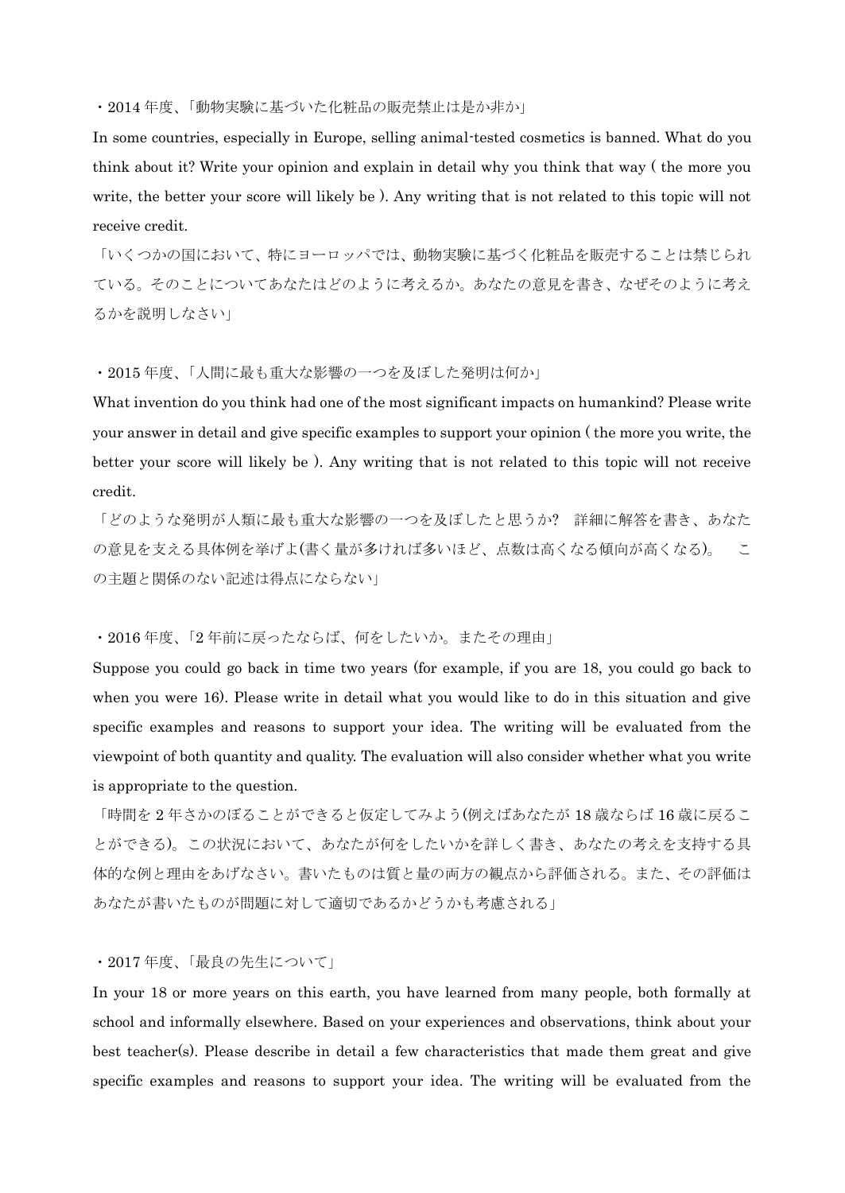・2014 年度、「動物実験に基づいた化粧品の販売禁止は是か非か」

In some countries, especially in Europe, selling animal-tested cosmetics is banned. What do you think about it? Write your opinion and explain in detail why you think that way ( the more you write, the better your score will likely be ). Any writing that is not related to this topic will not receive credit.

「いくつかの国において、特にヨーロッパでは、動物実験に基づく化粧品を販売することは禁じられている。そのことについてあなたはどのように考えるか。あなたの意見を書き、なぜそのように考えるかを説明しなさい」

・2015 年度、「人間に最も重大な影響の一つを及ぼした発明は何か」

What invention do you think had one of the most significant impacts on humankind? Please write your answer in detail and give specific examples to support your opinion ( the more you write, the better your score will likely be ). Any writing that is not related to this topic will not receive credit.

「どのような発明が人類に最も重大な影響の一つを及ぼしたと思うか? 詳細に解答を書き、あなたの意見を支える具体例を挙げよ(書く量が多ければ多いほど、点数は高くなる傾向が高くなる)。 この主題と関係のない記述は得点にならない」

・2016 年度、「2 年前に戻ったならば、何をしたいか。またその理由」

Suppose you could go back in time two years (for example, if you are 18, you could go back to when you were 16). Please write in detail what you would like to do in this situation and give specific examples and reasons to support your idea. The writing will be evaluated from the viewpoint of both quantity and quality. The evaluation will also consider whether what you write is appropriate to the question.

「時間を 2 年さかのぼることができると仮定してみよう(例えばあなたが 18 歳ならば 16 歳に戻ることができる)。この状況において、あなたが何をしたいかを詳しく書き、あなたの考えを支持する具体的な例と理由をあげなさい。書いたものは質と量の両方の観点から評価される。また、その評価はあなたが書いたものが問題に対して適切であるかどうかも考慮される」

・2017 年度、「最良の先生について」

In your 18 or more years on this earth, you have learned from many people, both formally at school and informally elsewhere. Based on your experiences and observations, think about your best teacher(s). Please describe in detail a few characteristics that made them great and give specific examples and reasons to support your idea. The writing will be evaluated from the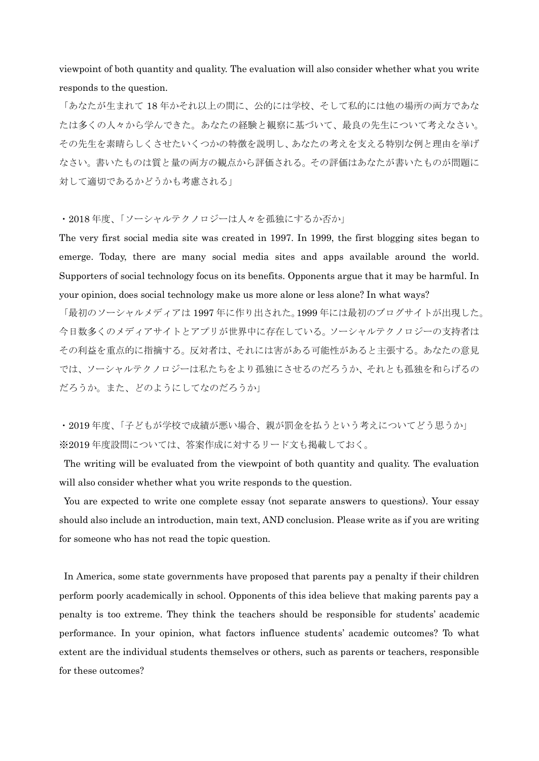viewpoint of both quantity and quality. The evaluation will also consider whether what you write responds to the question.

「あなたが生まれて 18 年かそれ以上の間に、公的には学校、そして私的には他の場所の両方であなたは多くの人々から学んできた。あなたの経験と観察に基づいて、最良の先生について考えなさい。その先生を素晴らしくさせたいくつかの特徴を説明し、あなたの考えを支える特別な例と理由を挙げなさい。書いたものは質と量の両方の観点から評価される。その評価はあなたが書いたものが問題に対して適切であるかどうかも考慮される」

・2018 年度、「ソーシャルテクノロジーは人々を孤独にするか否か」

The very first social media site was created in 1997. In 1999, the first blogging sites began to emerge. Today, there are many social media sites and apps available around the world. Supporters of social technology focus on its benefits. Opponents argue that it may be harmful. In your opinion, does social technology make us more alone or less alone? In what ways?

「最初のソーシャルメディアは 1997 年に作り出された。1999 年には最初のブログサイトが出現した。今日数多くのメディアサイトとアプリが世界中に存在している。ソーシャルテクノロジーの支持者はその利益を重点的に指摘する。反対者は、それには害がある可能性があると主張する。あなたの意見では、ソーシャルテクノロジーは私たちをより孤独にさせるのだろうか、それとも孤独を和らげるのだろうか。また、どのようにしてなのだろうか」

・2019 年度、「子どもが学校で成績が悪い場合、親が罰金を払うという考えについてどう思うか」
※2019 年度設問については、答案作成に対するリード文も掲載しておく。

The writing will be evaluated from the viewpoint of both quantity and quality. The evaluation will also consider whether what you write responds to the question.

You are expected to write one complete essay (not separate answers to questions). Your essay should also include an introduction, main text, AND conclusion. Please write as if you are writing for someone who has not read the topic question.

In America, some state governments have proposed that parents pay a penalty if their children perform poorly academically in school. Opponents of this idea believe that making parents pay a penalty is too extreme. They think the teachers should be responsible for students' academic performance. In your opinion, what factors influence students' academic outcomes? To what extent are the individual students themselves or others, such as parents or teachers, responsible for these outcomes?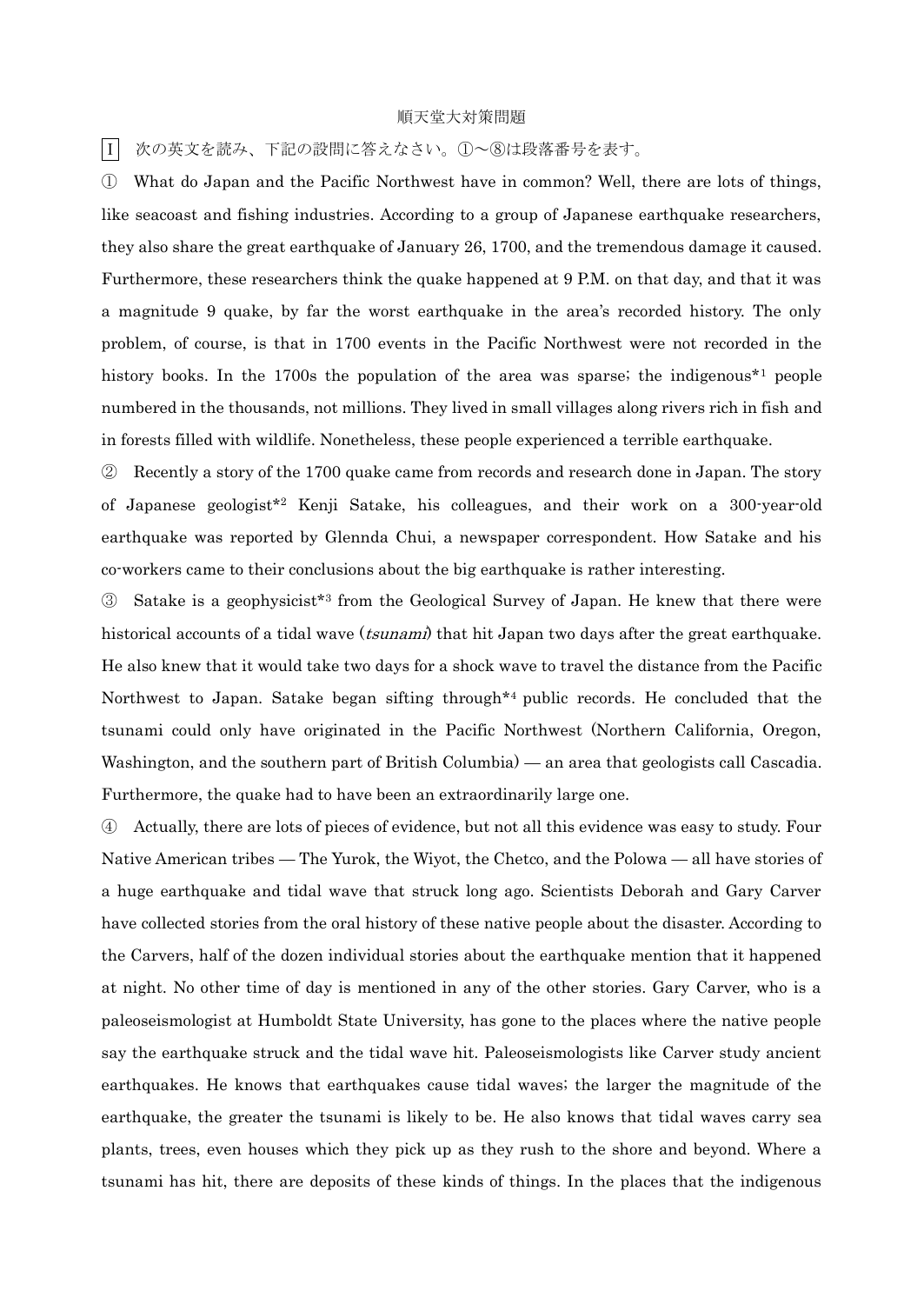順天堂大対策問題

I　次の英文を読み、下記の設問に答えなさい。①～⑧は段落番号を表す。

①　What do Japan and the Pacific Northwest have in common? Well, there are lots of things, like seacoast and fishing industries. According to a group of Japanese earthquake researchers, they also share the great earthquake of January 26, 1700, and the tremendous damage it caused. Furthermore, these researchers think the quake happened at 9 P.M. on that day, and that it was a magnitude 9 quake, by far the worst earthquake in the area's recorded history. The only problem, of course, is that in 1700 events in the Pacific Northwest were not recorded in the history books. In the 1700s the population of the area was sparse; the indigenous*[1] people numbered in the thousands, not millions. They lived in small villages along rivers rich in fish and in forests filled with wildlife. Nonetheless, these people experienced a terrible earthquake.

②　Recently a story of the 1700 quake came from records and research done in Japan. The story of Japanese geologist*[2] Kenji Satake, his colleagues, and their work on a 300-year-old earthquake was reported by Glennda Chui, a newspaper correspondent. How Satake and his co-workers came to their conclusions about the big earthquake is rather interesting.

③　Satake is a geophysicist*[3] from the Geological Survey of Japan. He knew that there were historical accounts of a tidal wave (*tsunami*) that hit Japan two days after the great earthquake. He also knew that it would take two days for a shock wave to travel the distance from the Pacific Northwest to Japan. Satake began sifting through*[4] public records. He concluded that the tsunami could only have originated in the Pacific Northwest (Northern California, Oregon, Washington, and the southern part of British Columbia) — an area that geologists call Cascadia. Furthermore, the quake had to have been an extraordinarily large one.

④　Actually, there are lots of pieces of evidence, but not all this evidence was easy to study. Four Native American tribes — The Yurok, the Wiyot, the Chetco, and the Polowa — all have stories of a huge earthquake and tidal wave that struck long ago. Scientists Deborah and Gary Carver have collected stories from the oral history of these native people about the disaster. According to the Carvers, half of the dozen individual stories about the earthquake mention that it happened at night. No other time of day is mentioned in any of the other stories. Gary Carver, who is a paleoseismologist at Humboldt State University, has gone to the places where the native people say the earthquake struck and the tidal wave hit. Paleoseismologists like Carver study ancient earthquakes. He knows that earthquakes cause tidal waves; the larger the magnitude of the earthquake, the greater the tsunami is likely to be. He also knows that tidal waves carry sea plants, trees, even houses which they pick up as they rush to the shore and beyond. Where a tsunami has hit, there are deposits of these kinds of things. In the places that the indigenous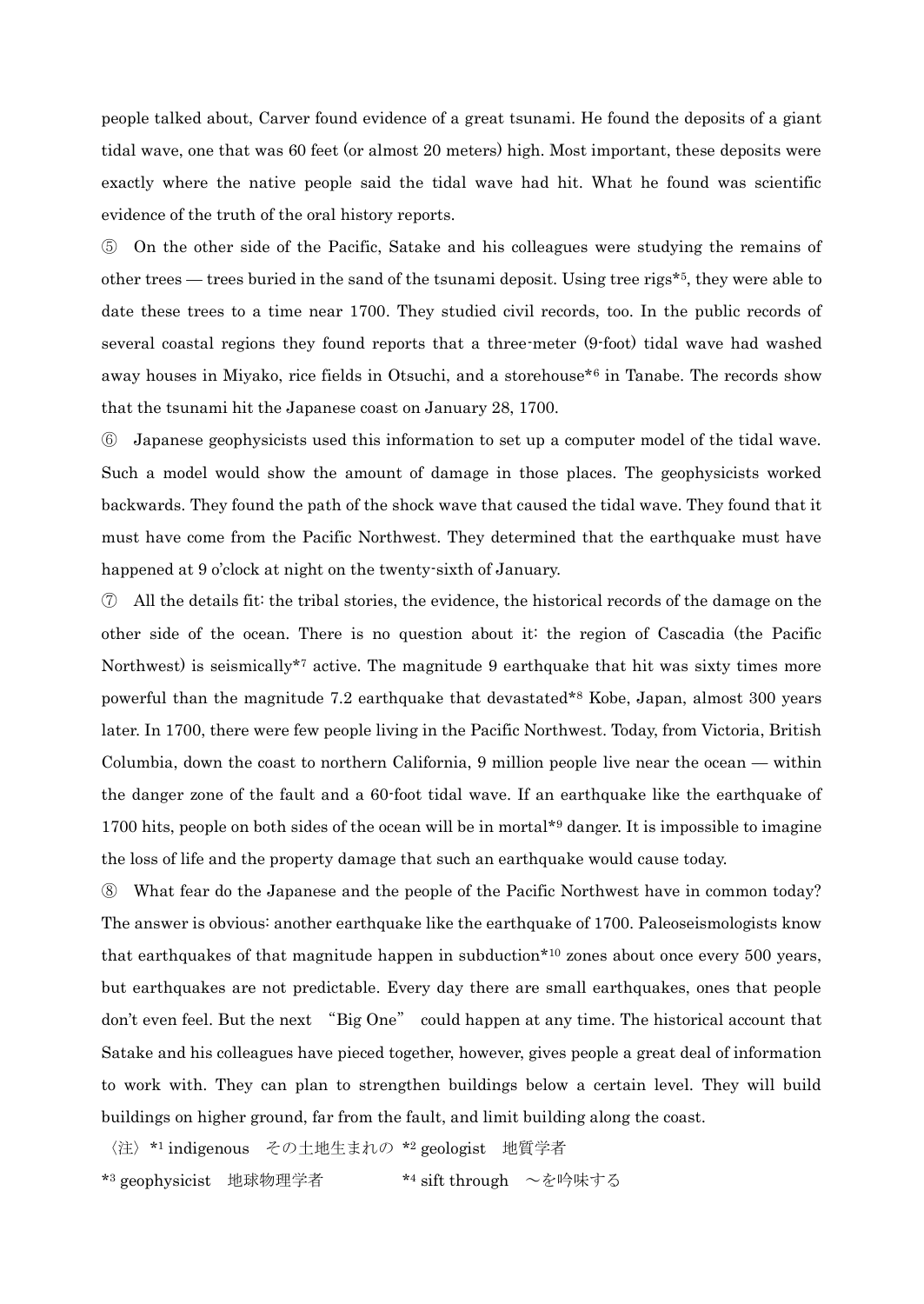people talked about, Carver found evidence of a great tsunami. He found the deposits of a giant tidal wave, one that was 60 feet (or almost 20 meters) high. Most important, these deposits were exactly where the native people said the tidal wave had hit. What he found was scientific evidence of the truth of the oral history reports.

⑤ On the other side of the Pacific, Satake and his colleagues were studying the remains of other trees — trees buried in the sand of the tsunami deposit. Using tree rigs*[5], they were able to date these trees to a time near 1700. They studied civil records, too. In the public records of several coastal regions they found reports that a three-meter (9-foot) tidal wave had washed away houses in Miyako, rice fields in Otsuchi, and a storehouse*[6] in Tanabe. The records show that the tsunami hit the Japanese coast on January 28, 1700.

⑥ Japanese geophysicists used this information to set up a computer model of the tidal wave. Such a model would show the amount of damage in those places. The geophysicists worked backwards. They found the path of the shock wave that caused the tidal wave. They found that it must have come from the Pacific Northwest. They determined that the earthquake must have happened at 9 o'clock at night on the twenty-sixth of January.

⑦ All the details fit: the tribal stories, the evidence, the historical records of the damage on the other side of the ocean. There is no question about it: the region of Cascadia (the Pacific Northwest) is seismically*[7] active. The magnitude 9 earthquake that hit was sixty times more powerful than the magnitude 7.2 earthquake that devastated*[8] Kobe, Japan, almost 300 years later. In 1700, there were few people living in the Pacific Northwest. Today, from Victoria, British Columbia, down the coast to northern California, 9 million people live near the ocean — within the danger zone of the fault and a 60-foot tidal wave. If an earthquake like the earthquake of 1700 hits, people on both sides of the ocean will be in mortal*[9] danger. It is impossible to imagine the loss of life and the property damage that such an earthquake would cause today.

⑧ What fear do the Japanese and the people of the Pacific Northwest have in common today? The answer is obvious: another earthquake like the earthquake of 1700. Paleoseismologists know that earthquakes of that magnitude happen in subduction*[10] zones about once every 500 years, but earthquakes are not predictable. Every day there are small earthquakes, ones that people don't even feel. But the next "Big One" could happen at any time. The historical account that Satake and his colleagues have pieced together, however, gives people a great deal of information to work with. They can plan to strengthen buildings below a certain level. They will build buildings on higher ground, far from the fault, and limit building along the coast.

〈注〉*[1] indigenous　その土地生まれの　*[2] geologist　地質学者

*[3] geophysicist　地球物理学者　　*[4] sift through　～を吟味する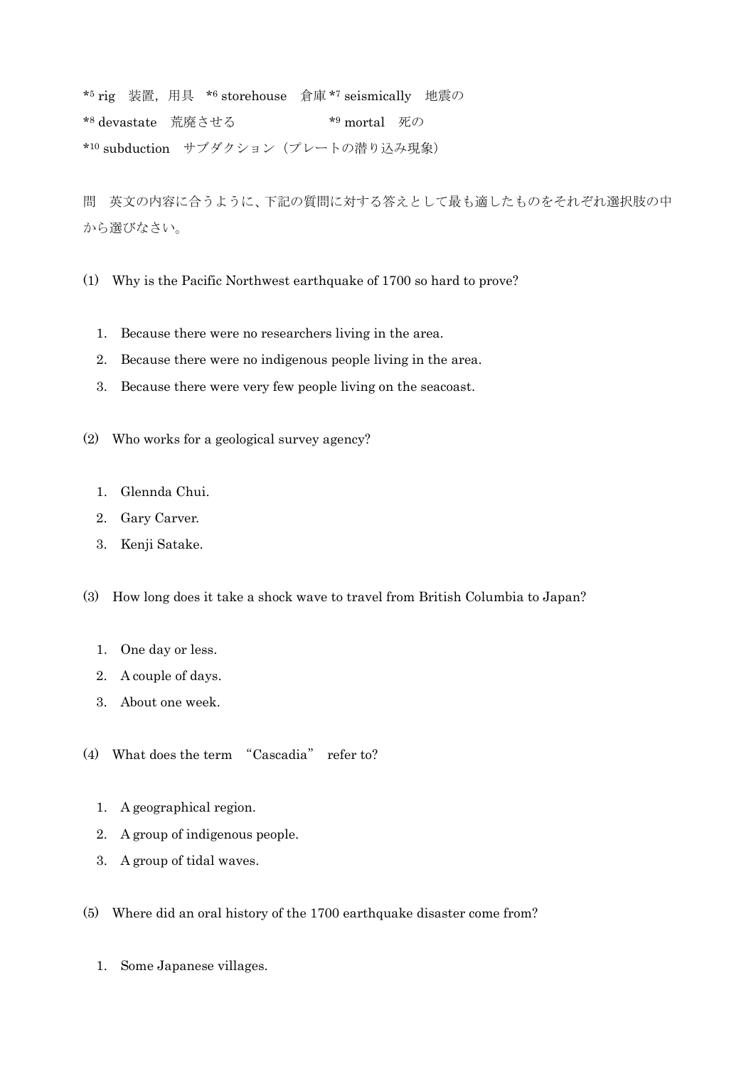*5 rig　装置，用具　*6 storehouse　倉庫 *7 seismically　地震の

*8 devastate　荒廃させる　　　　　　*9 mortal　死の

*10 subduction　サブダクション（プレートの潜り込み現象）

問　英文の内容に合うように、下記の質問に対する答えとして最も適したものをそれぞれ選択肢の中から選びなさい。

(1)　Why is the Pacific Northwest earthquake of 1700 so hard to prove?

1. Because there were no researchers living in the area.
2. Because there were no indigenous people living in the area.
3. Because there were very few people living on the seacoast.

(2)　Who works for a geological survey agency?

1. Glennda Chui.
2. Gary Carver.
3. Kenji Satake.

(3)　How long does it take a shock wave to travel from British Columbia to Japan?

1. One day or less.
2. A couple of days.
3. About one week.

(4)　What does the term "Cascadia" refer to?

1. A geographical region.
2. A group of indigenous people.
3. A group of tidal waves.

(5)　Where did an oral history of the 1700 earthquake disaster come from?

1. Some Japanese villages.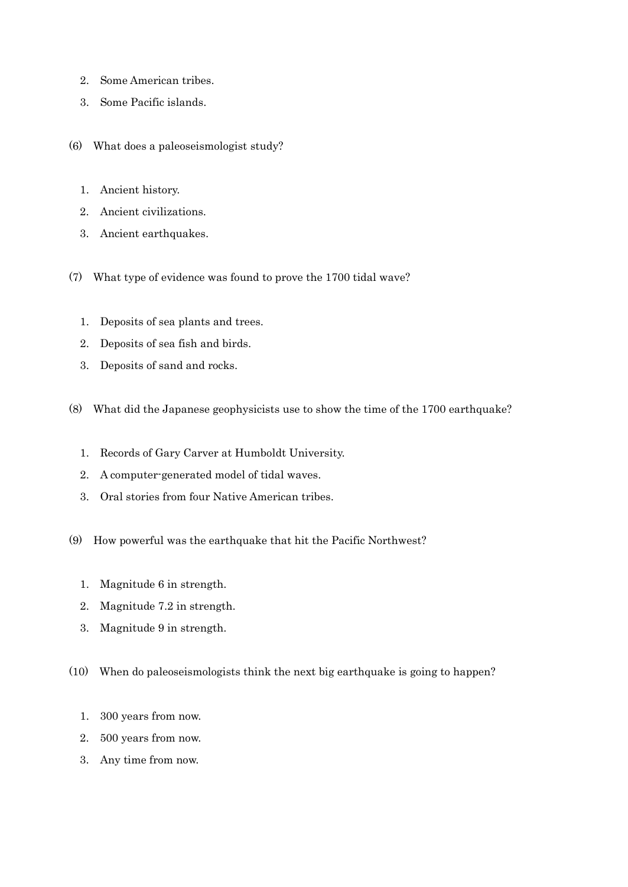2. Some American tribes.
3. Some Pacific islands.

(6) What does a paleoseismologist study?

1. Ancient history.
2. Ancient civilizations.
3. Ancient earthquakes.

(7) What type of evidence was found to prove the 1700 tidal wave?

1. Deposits of sea plants and trees.
2. Deposits of sea fish and birds.
3. Deposits of sand and rocks.

(8) What did the Japanese geophysicists use to show the time of the 1700 earthquake?

1. Records of Gary Carver at Humboldt University.
2. A computer-generated model of tidal waves.
3. Oral stories from four Native American tribes.

(9) How powerful was the earthquake that hit the Pacific Northwest?

1. Magnitude 6 in strength.
2. Magnitude 7.2 in strength.
3. Magnitude 9 in strength.

(10) When do paleoseismologists think the next big earthquake is going to happen?

1. 300 years from now.
2. 500 years from now.
3. Any time from now.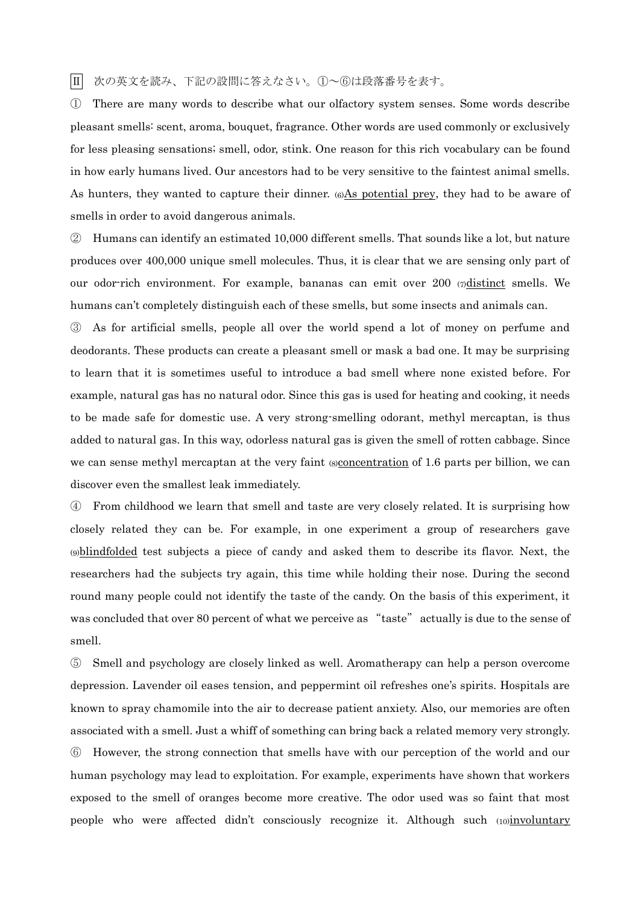Ⅱ　次の英文を読み、下記の設問に答えなさい。①～⑥は段落番号を表す。

①　There are many words to describe what our olfactory system senses. Some words describe pleasant smells: scent, aroma, bouquet, fragrance. Other words are used commonly or exclusively for less pleasing sensations; smell, odor, stink. One reason for this rich vocabulary can be found in how early humans lived. Our ancestors had to be very sensitive to the faintest animal smells. As hunters, they wanted to capture their dinner. (6)<u>As potential prey</u>, they had to be aware of smells in order to avoid dangerous animals.

②　Humans can identify an estimated 10,000 different smells. That sounds like a lot, but nature produces over 400,000 unique smell molecules. Thus, it is clear that we are sensing only part of our odor-rich environment. For example, bananas can emit over 200 (7)<u>distinct</u> smells. We humans can't completely distinguish each of these smells, but some insects and animals can.

③　As for artificial smells, people all over the world spend a lot of money on perfume and deodorants. These products can create a pleasant smell or mask a bad one. It may be surprising to learn that it is sometimes useful to introduce a bad smell where none existed before. For example, natural gas has no natural odor. Since this gas is used for heating and cooking, it needs to be made safe for domestic use. A very strong-smelling odorant, methyl mercaptan, is thus added to natural gas. In this way, odorless natural gas is given the smell of rotten cabbage. Since we can sense methyl mercaptan at the very faint (8)<u>concentration</u> of 1.6 parts per billion, we can discover even the smallest leak immediately.

④　From childhood we learn that smell and taste are very closely related. It is surprising how closely related they can be. For example, in one experiment a group of researchers gave (9)<u>blindfolded</u> test subjects a piece of candy and asked them to describe its flavor. Next, the researchers had the subjects try again, this time while holding their nose. During the second round many people could not identify the taste of the candy. On the basis of this experiment, it was concluded that over 80 percent of what we perceive as "taste" actually is due to the sense of smell.

⑤　Smell and psychology are closely linked as well. Aromatherapy can help a person overcome depression. Lavender oil eases tension, and peppermint oil refreshes one's spirits. Hospitals are known to spray chamomile into the air to decrease patient anxiety. Also, our memories are often associated with a smell. Just a whiff of something can bring back a related memory very strongly.

⑥　However, the strong connection that smells have with our perception of the world and our human psychology may lead to exploitation. For example, experiments have shown that workers exposed to the smell of oranges become more creative. The odor used was so faint that most people who were affected didn't consciously recognize it. Although such (10)<u>involuntary</u>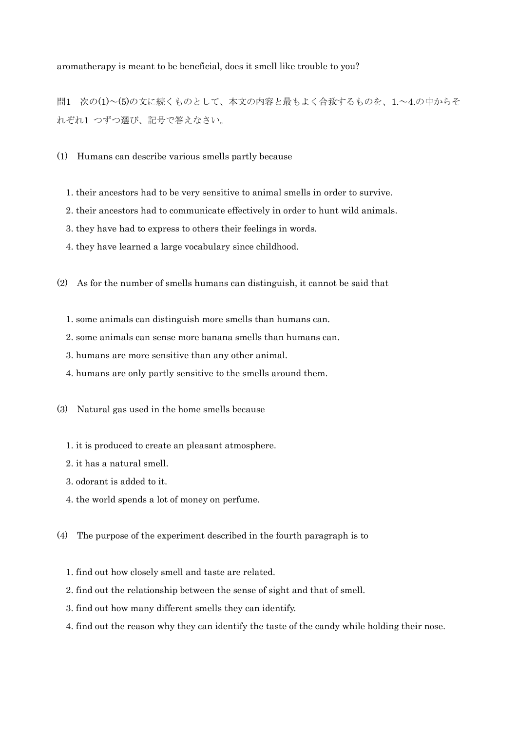aromatherapy is meant to be beneficial, does it smell like trouble to you?

問1　次の(1)～(5)の文に続くものとして、本文の内容と最もよく合致するものを、1.～4.の中からそれぞれ1 つずつ選び、記号で答えなさい。

(1)　Humans can describe various smells partly because

1. their ancestors had to be very sensitive to animal smells in order to survive.
2. their ancestors had to communicate effectively in order to hunt wild animals.
3. they have had to express to others their feelings in words.
4. they have learned a large vocabulary since childhood.

(2)　As for the number of smells humans can distinguish, it cannot be said that

1. some animals can distinguish more smells than humans can.
2. some animals can sense more banana smells than humans can.
3. humans are more sensitive than any other animal.
4. humans are only partly sensitive to the smells around them.

(3)　Natural gas used in the home smells because

1. it is produced to create an pleasant atmosphere.
2. it has a natural smell.
3. odorant is added to it.
4. the world spends a lot of money on perfume.

(4)　The purpose of the experiment described in the fourth paragraph is to

1. find out how closely smell and taste are related.
2. find out the relationship between the sense of sight and that of smell.
3. find out how many different smells they can identify.
4. find out the reason why they can identify the taste of the candy while holding their nose.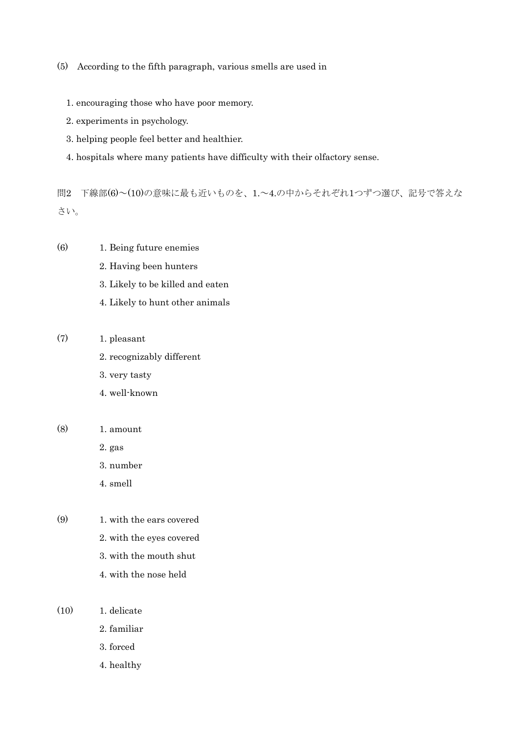(5) According to the fifth paragraph, various smells are used in

1. encouraging those who have poor memory.
2. experiments in psychology.
3. helping people feel better and healthier.
4. hospitals where many patients have difficulty with their olfactory sense.

問2 下線部(6)～(10)の意味に最も近いものを、1.～4.の中からそれぞれ1つずつ選び、記号で答えなさい。

(6)
1. Being future enemies
2. Having been hunters
3. Likely to be killed and eaten
4. Likely to hunt other animals

(7)
1. pleasant
2. recognizably different
3. very tasty
4. well-known

(8)
1. amount
2. gas
3. number
4. smell

(9)
1. with the ears covered
2. with the eyes covered
3. with the mouth shut
4. with the nose held

(10)
1. delicate
2. familiar
3. forced
4. healthy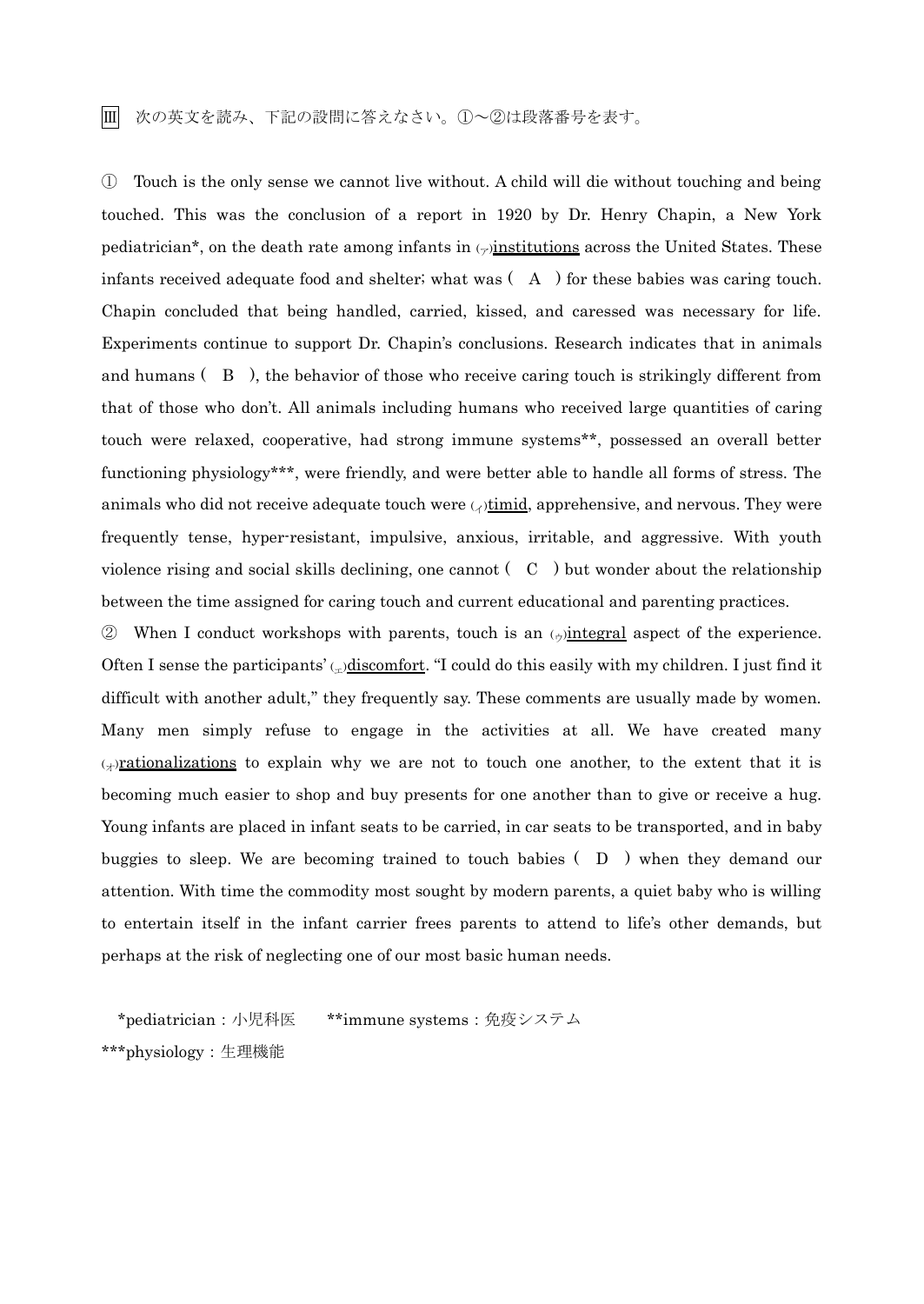Ⅲ 次の英文を読み、下記の設問に答えなさい。①～②は段落番号を表す。

① Touch is the only sense we cannot live without. A child will die without touching and being touched. This was the conclusion of a report in 1920 by Dr. Henry Chapin, a New York pediatrician*, on the death rate among infants in (ア)<u>institutions</u> across the United States. These infants received adequate food and shelter; what was ( A ) for these babies was caring touch. Chapin concluded that being handled, carried, kissed, and caressed was necessary for life. Experiments continue to support Dr. Chapin's conclusions. Research indicates that in animals and humans ( B ), the behavior of those who receive caring touch is strikingly different from that of those who don't. All animals including humans who received large quantities of caring touch were relaxed, cooperative, had strong immune systems**, possessed an overall better functioning physiology***, were friendly, and were better able to handle all forms of stress. The animals who did not receive adequate touch were (イ)<u>timid</u>, apprehensive, and nervous. They were frequently tense, hyper-resistant, impulsive, anxious, irritable, and aggressive. With youth violence rising and social skills declining, one cannot ( C ) but wonder about the relationship between the time assigned for caring touch and current educational and parenting practices.

② When I conduct workshops with parents, touch is an (ウ)<u>integral</u> aspect of the experience. Often I sense the participants' (エ)<u>discomfort</u>. "I could do this easily with my children. I just find it difficult with another adult," they frequently say. These comments are usually made by women. Many men simply refuse to engage in the activities at all. We have created many (オ)<u>rationalizations</u> to explain why we are not to touch one another, to the extent that it is becoming much easier to shop and buy presents for one another than to give or receive a hug. Young infants are placed in infant seats to be carried, in car seats to be transported, and in baby buggies to sleep. We are becoming trained to touch babies ( D ) when they demand our attention. With time the commodity most sought by modern parents, a quiet baby who is willing to entertain itself in the infant carrier frees parents to attend to life's other demands, but perhaps at the risk of neglecting one of our most basic human needs.

*pediatrician：小児科医　　**immune systems：免疫システム
***physiology：生理機能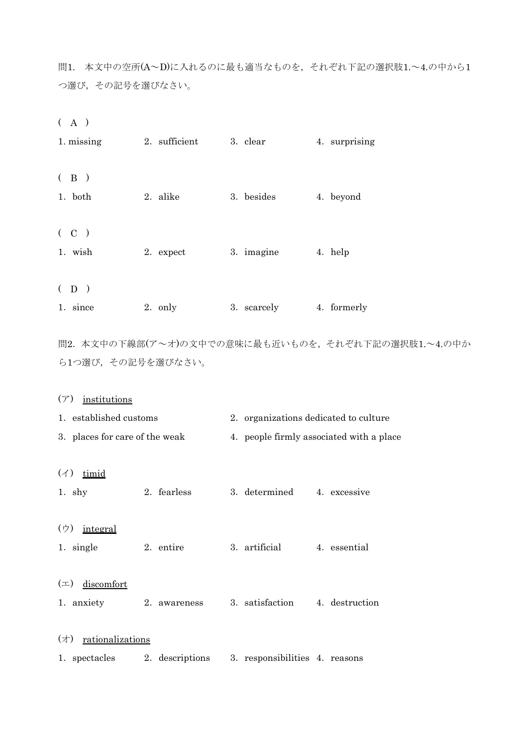問1.　本文中の空所(A～D)に入れるのに最も適当なものを，それぞれ下記の選択肢1.～4.の中から1つ選び，その記号を選びなさい。

( A )

1. missing　　2. sufficient　　3. clear　　4. surprising

( B )

1. both　　2. alike　　3. besides　　4. beyond

( C )

1. wish　　2. expect　　3. imagine　　4. help

( D )

1. since　　2. only　　3. scarcely　　4. formerly

問2. 本文中の下線部(ア～オ)の文中での意味に最も近いものを，それぞれ下記の選択肢1.～4.の中から1つ選び，その記号を選びなさい。

(ア) <u>institutions</u>

1. established customs　　2. organizations dedicated to culture

3. places for care of the weak　　4. people firmly associated with a place

(イ) <u>timid</u>

1. shy　　2. fearless　　3. determined　　4. excessive

(ウ) <u>integral</u>

1. single　　2. entire　　3. artificial　　4. essential

(エ) <u>discomfort</u>

1. anxiety　　2. awareness　　3. satisfaction　　4. destruction

(オ) <u>rationalizations</u>

1. spectacles　　2. descriptions　　3. responsibilities　　4. reasons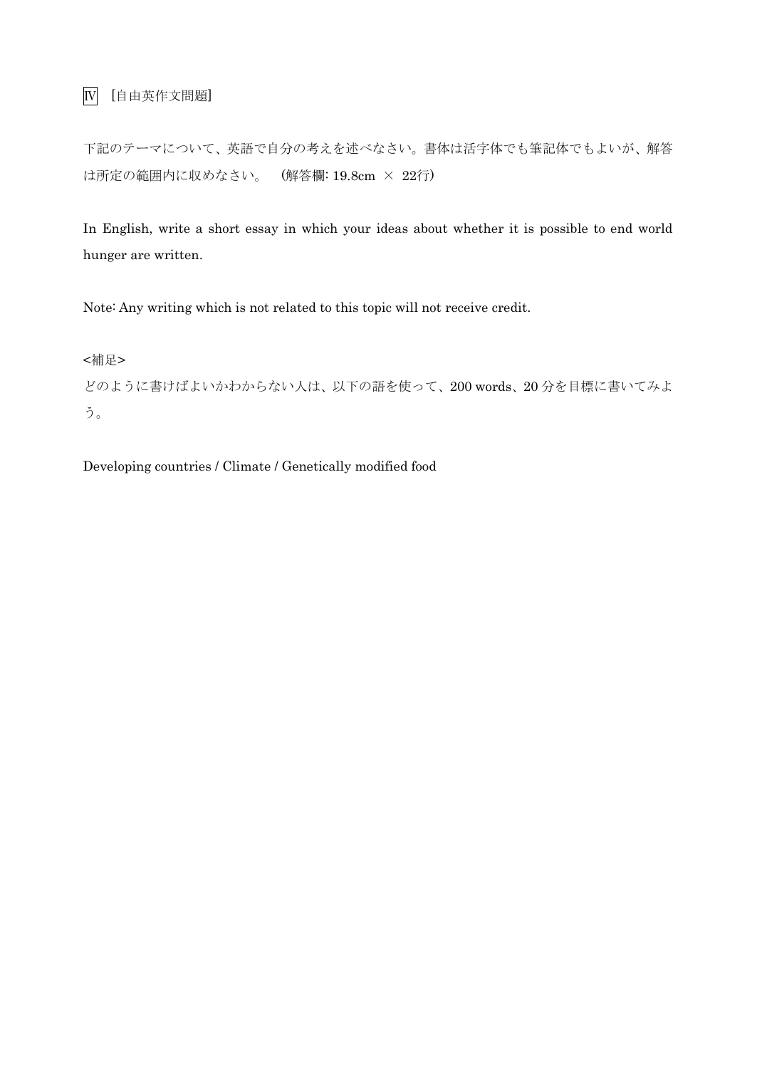Ⅳ ［自由英作文問題］

下記のテーマについて、英語で自分の考えを述べなさい。書体は活字体でも筆記体でもよいが、解答は所定の範囲内に収めなさい。　(解答欄: 19.8cm × 22行)

In English, write a short essay in which your ideas about whether it is possible to end world hunger are written.

Note: Any writing which is not related to this topic will not receive credit.

<補足>

どのように書けばよいかわからない人は、以下の語を使って、200 words、20 分を目標に書いてみよう。

Developing countries / Climate / Genetically modified food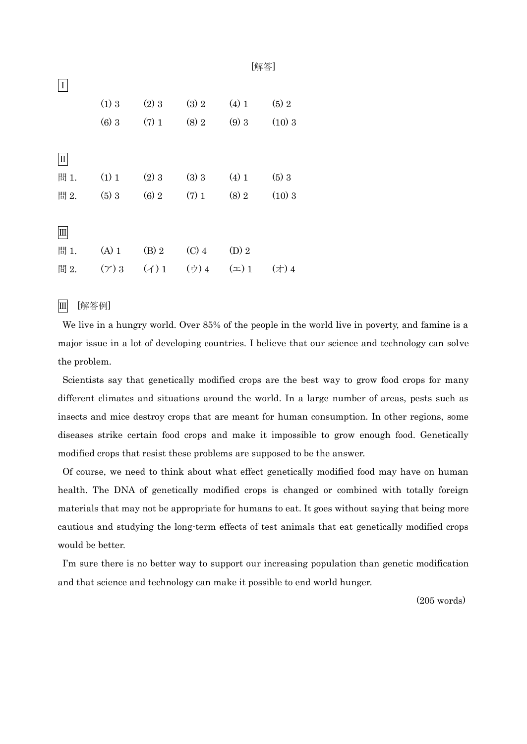[解答]

Ⅰ

| | | | | |
|---|---|---|---|---|
| (1) 3 | (2) 3 | (3) 2 | (4) 1 | (5) 2 |
| (6) 3 | (7) 1 | (8) 2 | (9) 3 | (10) 3 |

Ⅱ

| | | | | | |
|---|---|---|---|---|---|
| 問 1. | (1) 1 | (2) 3 | (3) 3 | (4) 1 | (5) 3 |
| 問 2. | (5) 3 | (6) 2 | (7) 1 | (8) 2 | (10) 3 |

Ⅲ

| | | | | | |
|---|---|---|---|---|---|
| 問 1. | (A) 1 | (B) 2 | (C) 4 | (D) 2 | |
| 問 2. | (ア) 3 | (イ) 1 | (ウ) 4 | (エ) 1 | (オ) 4 |

Ⅲ [解答例]

We live in a hungry world. Over 85% of the people in the world live in poverty, and famine is a major issue in a lot of developing countries. I believe that our science and technology can solve the problem.

Scientists say that genetically modified crops are the best way to grow food crops for many different climates and situations around the world. In a large number of areas, pests such as insects and mice destroy crops that are meant for human consumption. In other regions, some diseases strike certain food crops and make it impossible to grow enough food. Genetically modified crops that resist these problems are supposed to be the answer.

Of course, we need to think about what effect genetically modified food may have on human health. The DNA of genetically modified crops is changed or combined with totally foreign materials that may not be appropriate for humans to eat. It goes without saying that being more cautious and studying the long-term effects of test animals that eat genetically modified crops would be better.

I'm sure there is no better way to support our increasing population than genetic modification and that science and technology can make it possible to end world hunger.

(205 words)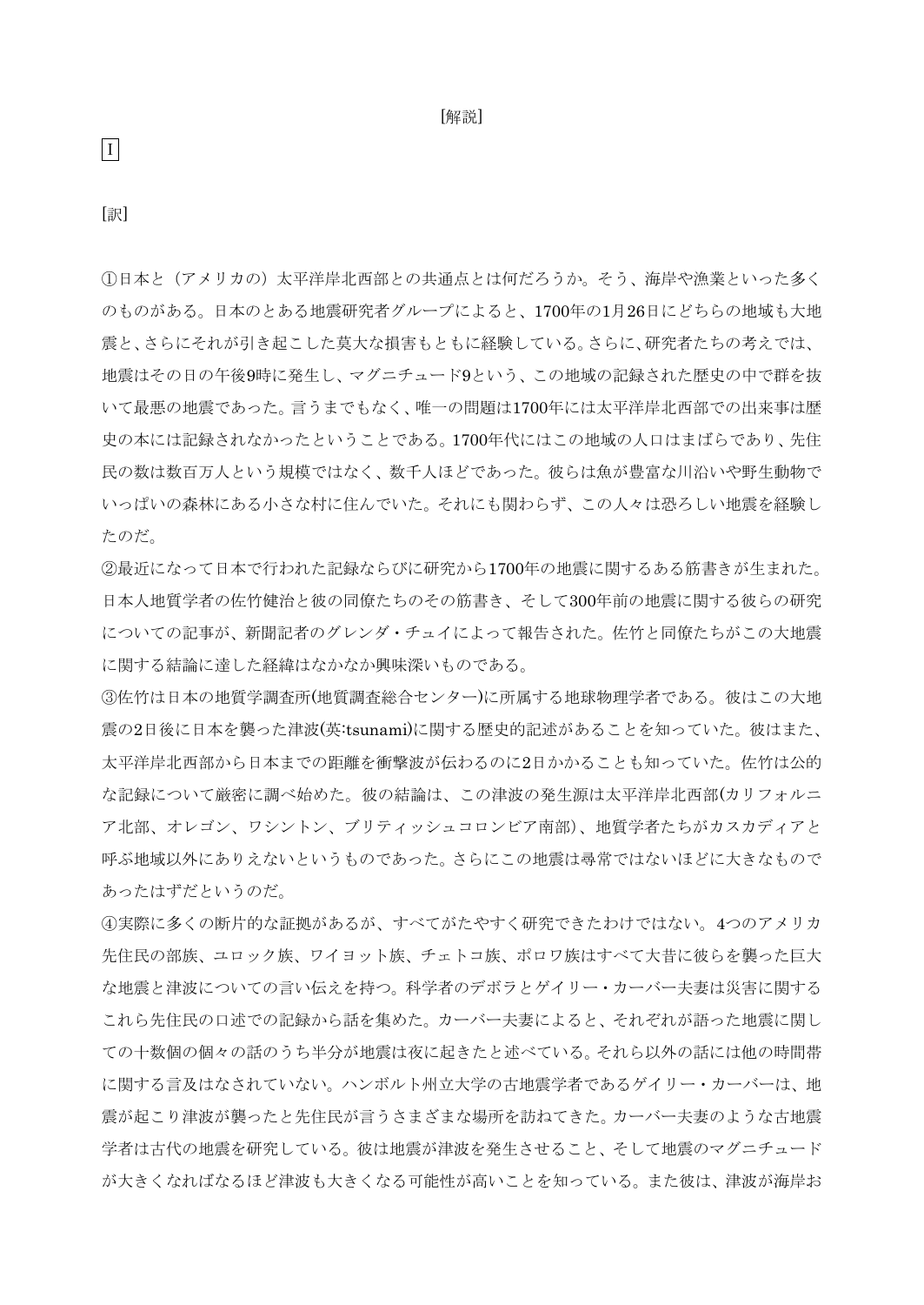[解説]

I

[訳]

①日本と（アメリカの）太平洋岸北西部との共通点とは何だろうか。そう、海岸や漁業といった多くのものがある。日本のとある地震研究者グループによると、1700年の1月26日にどちらの地域も大地震と、さらにそれが引き起こした莫大な損害もともに経験している。さらに、研究者たちの考えでは、地震はその日の午後9時に発生し、マグニチュード9という、この地域の記録された歴史の中で群を抜いて最悪の地震であった。言うまでもなく、唯一の問題は1700年には太平洋岸北西部での出来事は歴史の本には記録されなかったということである。1700年代にはこの地域の人口はまばらであり、先住民の数は数百万人という規模ではなく、数千人ほどであった。彼らは魚が豊富な川沿いや野生動物でいっぱいの森林にある小さな村に住んでいた。それにも関わらず、この人々は恐ろしい地震を経験したのだ。

②最近になって日本で行われた記録ならびに研究から1700年の地震に関するある筋書きが生まれた。日本人地質学者の佐竹健治と彼の同僚たちのその筋書き、そして300年前の地震に関する彼らの研究についての記事が、新聞記者のグレンダ・チュイによって報告された。佐竹と同僚たちがこの大地震に関する結論に達した経緯はなかなか興味深いものである。

③佐竹は日本の地質学調査所(地質調査総合センター)に所属する地球物理学者である。彼はこの大地震の2日後に日本を襲った津波(英:tsunami)に関する歴史的記述があることを知っていた。彼はまた、太平洋岸北西部から日本までの距離を衝撃波が伝わるのに2日かかることも知っていた。佐竹は公的な記録について厳密に調べ始めた。彼の結論は、この津波の発生源は太平洋岸北西部(カリフォルニア北部、オレゴン、ワシントン、ブリティッシュコロンビア南部)、地質学者たちがカスカディアと呼ぶ地域以外にありえないというものであった。さらにこの地震は尋常ではないほどに大きなものであったはずだというのだ。

④実際に多くの断片的な証拠があるが、すべてがたやすく研究できたわけではない。4つのアメリカ先住民の部族、ユロック族、ワイヨット族、チェトコ族、ポロワ族はすべて大昔に彼らを襲った巨大な地震と津波についての言い伝えを持つ。科学者のデボラとゲイリー・カーバー夫妻は災害に関するこれら先住民の口述での記録から話を集めた。カーバー夫妻によると、それぞれが語った地震に関しての十数個の個々の話のうち半分が地震は夜に起きたと述べている。それら以外の話には他の時間帯に関する言及はなされていない。ハンボルト州立大学の古地震学者であるゲイリー・カーバーは、地震が起こり津波が襲ったと先住民が言うさまざまな場所を訪ねてきた。カーバー夫妻のような古地震学者は古代の地震を研究している。彼は地震が津波を発生させること、そして地震のマグニチュードが大きくなればなるほど津波も大きくなる可能性が高いことを知っている。また彼は、津波が海岸お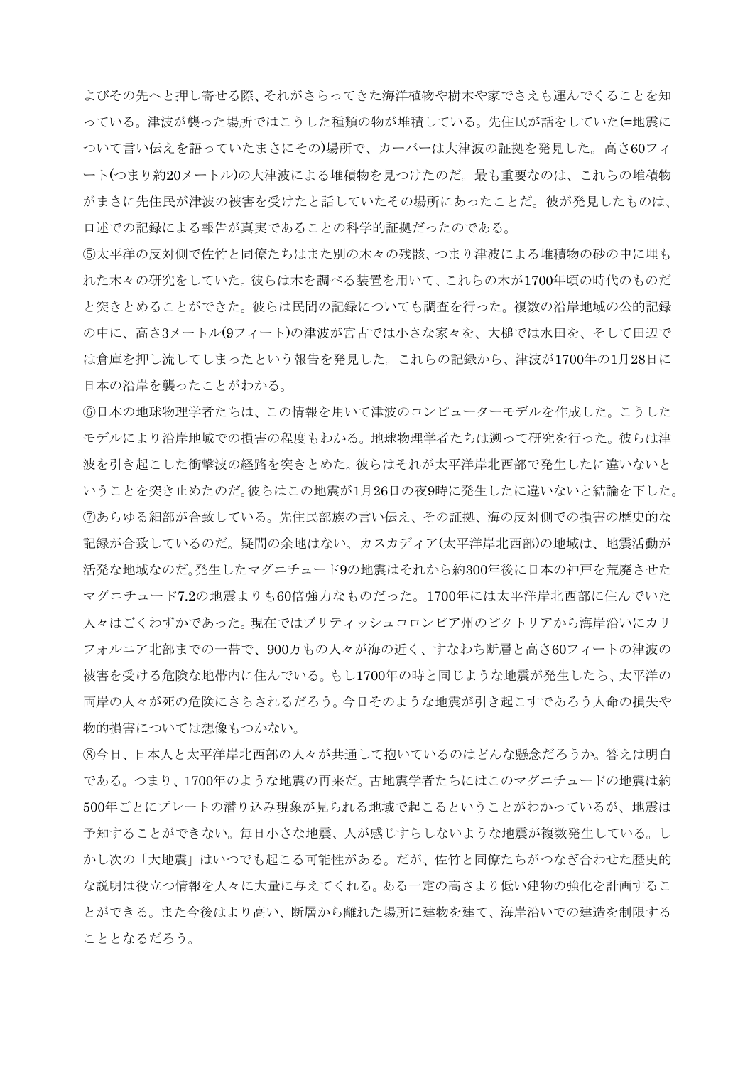よびその先へと押し寄せる際、それがさらってきた海洋植物や樹木や家でさえも運んでくることを知っている。津波が襲った場所ではこうした種類の物が堆積している。先住民が話をしていた(=地震について言い伝えを語っていたまさにその)場所で、カーバーは大津波の証拠を発見した。高さ60フィート(つまり約20メートル)の大津波による堆積物を見つけたのだ。最も重要なのは、これらの堆積物がまさに先住民が津波の被害を受けたと話していたその場所にあったことだ。彼が発見したものは、口述での記録による報告が真実であることの科学的証拠だったのである。

⑤太平洋の反対側で佐竹と同僚たちはまた別の木々の残骸、つまり津波による堆積物の砂の中に埋もれた木々の研究をしていた。彼らは木を調べる装置を用いて、これらの木が1700年頃の時代のものだと突きとめることができた。彼らは民間の記録についても調査を行った。複数の沿岸地域の公的記録の中に、高さ3メートル(9フィート)の津波が宮古では小さな家々を、大槌では水田を、そして田辺では倉庫を押し流してしまったという報告を発見した。これらの記録から、津波が1700年の1月28日に日本の沿岸を襲ったことがわかる。

⑥日本の地球物理学者たちは、この情報を用いて津波のコンピューターモデルを作成した。こうしたモデルにより沿岸地域での損害の程度もわかる。地球物理学者たちは遡って研究を行った。彼らは津波を引き起こした衝撃波の経路を突きとめた。彼らはそれが太平洋岸北西部で発生したに違いないということを突き止めたのだ。彼らはこの地震が1月26日の夜9時に発生したに違いないと結論を下した。

⑦あらゆる細部が合致している。先住民部族の言い伝え、その証拠、海の反対側での損害の歴史的な記録が合致しているのだ。疑問の余地はない。カスカディア(太平洋岸北西部)の地域は、地震活動が活発な地域なのだ。発生したマグニチュード9の地震はそれから約300年後に日本の神戸を荒廃させたマグニチュード7.2の地震よりも60倍強力なものだった。1700年には太平洋岸北西部に住んでいた人々はごくわずかであった。現在ではブリティッシュコロンビア州のビクトリアから海岸沿いにカリフォルニア北部までの一帯で、900万もの人々が海の近く、すなわち断層と高さ60フィートの津波の被害を受ける危険な地帯内に住んでいる。もし1700年の時と同じような地震が発生したら、太平洋の両岸の人々が死の危険にさらされるだろう。今日そのような地震が引き起こすであろう人命の損失や物的損害については想像もつかない。

⑧今日、日本人と太平洋岸北西部の人々が共通して抱いているのはどんな懸念だろうか。答えは明白である。つまり、1700年のような地震の再来だ。古地震学者たちにはこのマグニチュードの地震は約500年ごとにプレートの潜り込み現象が見られる地域で起こるということがわかっているが、地震は予知することができない。毎日小さな地震、人が感じすらしないような地震が複数発生している。しかし次の「大地震」はいつでも起こる可能性がある。だが、佐竹と同僚たちがつなぎ合わせた歴史的な説明は役立つ情報を人々に大量に与えてくれる。ある一定の高さより低い建物の強化を計画することができる。また今後はより高い、断層から離れた場所に建物を建て、海岸沿いでの建造を制限することとなるだろう。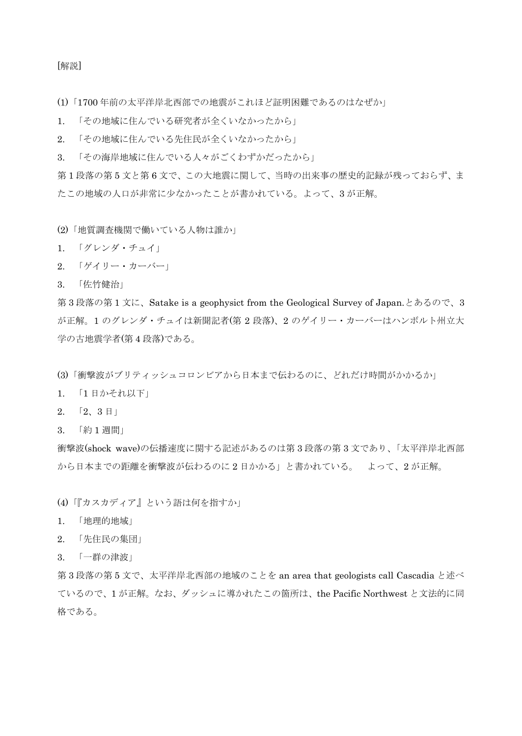[解説]

(1)「1700 年前の太平洋岸北西部での地震がこれほど証明困難であるのはなぜか」

1. 「その地域に住んでいる研究者が全くいなかったから」
2. 「その地域に住んでいる先住民が全くいなかったから」
3. 「その海岸地域に住んでいる人々がごくわずかだったから」

第 1 段落の第 5 文と第 6 文で、この大地震に関して、当時の出来事の歴史的記録が残っておらず、またこの地域の人口が非常に少なかったことが書かれている。よって、3 が正解。

(2)「地質調査機関で働いている人物は誰か」

1. 「グレンダ・チュイ」
2. 「ゲイリー・カーバー」
3. 「佐竹健治」

第 3 段落の第 1 文に、Satake is a geophysict from the Geological Survey of Japan.とあるので、3 が正解。1 のグレンダ・チュイは新聞記者(第 2 段落)、2 のゲイリー・カーバーはハンボルト州立大学の古地震学者(第 4 段落)である。

(3)「衝撃波がブリティッシュコロンビアから日本まで伝わるのに、どれだけ時間がかかるか」

1. 「1 日かそれ以下」
2. 「2、3 日」
3. 「約 1 週間」

衝撃波(shock wave)の伝播速度に関する記述があるのは第 3 段落の第 3 文であり、「太平洋岸北西部から日本までの距離を衝撃波が伝わるのに 2 日かかる」と書かれている。　よって、2 が正解。

(4)「『カスカディア』という語は何を指すか」

1. 「地理的地域」
2. 「先住民の集団」
3. 「一群の津波」

第 3 段落の第 5 文で、太平洋岸北西部の地域のことを an area that geologists call Cascadia と述べているので、1 が正解。なお、ダッシュに導かれたこの箇所は、the Pacific Northwest と文法的に同格である。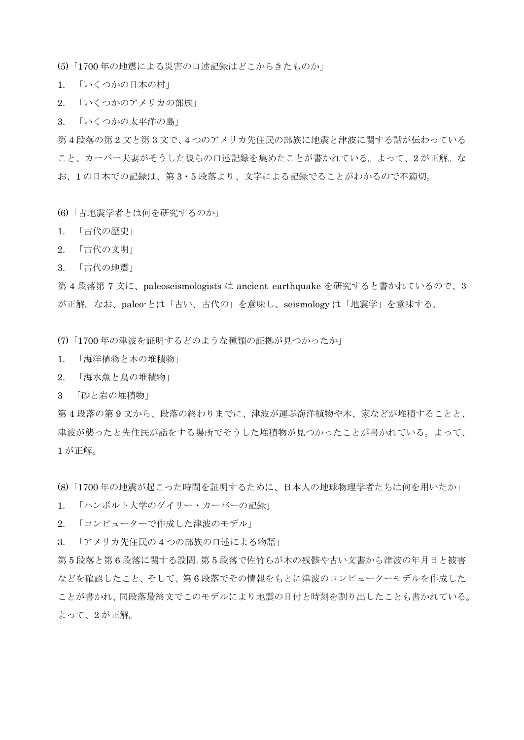(5)「1700 年の地震による災害の口述記録はどこからきたものか」

1. 「いくつかの日本の村」
2. 「いくつかのアメリカの部族」
3. 「いくつかの太平洋の島」

第 4 段落の第 2 文と第 3 文で、4 つのアメリカ先住民の部族に地震と津波に関する話が伝わっていること、カーバー夫妻がそうした彼らの口述記録を集めたことが書かれている。よって、2 が正解。なお、1 の日本での記録は、第 3・5 段落より、文字による記録でることがわかるので不適切。

(6)「古地震学者とは何を研究するのか」

1. 「古代の歴史」
2. 「古代の文明」
3. 「古代の地震」

第 4 段落第 7 文に、paleoseismologists は ancient earthquake を研究すると書かれているので、3 が正解。なお、paleo-とは「古い、古代の」を意味し、seismology は「地震学」を意味する。

(7)「1700 年の津波を証明するどのような種類の証拠が見つかったか」

1. 「海洋植物と木の堆積物」
2. 「海水魚と鳥の堆積物」
3. 「砂と岩の堆積物」

第 4 段落の第 9 文から、段落の終わりまでに、津波が運ぶ海洋植物や木、家などが堆積することと、津波が襲ったと先住民が話をする場所でそうした堆積物が見つかったことが書かれている。よって、1 が正解。

(8)「1700 年の地震が起こった時間を証明するために、日本人の地球物理学者たちは何を用いたか」

1. 「ハンボルト大学のゲイリー・カーバーの記録」
2. 「コンピューターで作成した津波のモデル」
3. 「アメリカ先住民の 4 つの部族の口述による物語」

第 5 段落と第 6 段落に関する設問。第 5 段落で佐竹らが木の残骸や古い文書から津波の年月日と被害などを確認したこと、そして、第 6 段落でその情報をもとに津波のコンピューターモデルを作成したことが書かれ、同段落最終文でこのモデルにより地震の日付と時刻を割り出したことも書かれている。よって、2 が正解。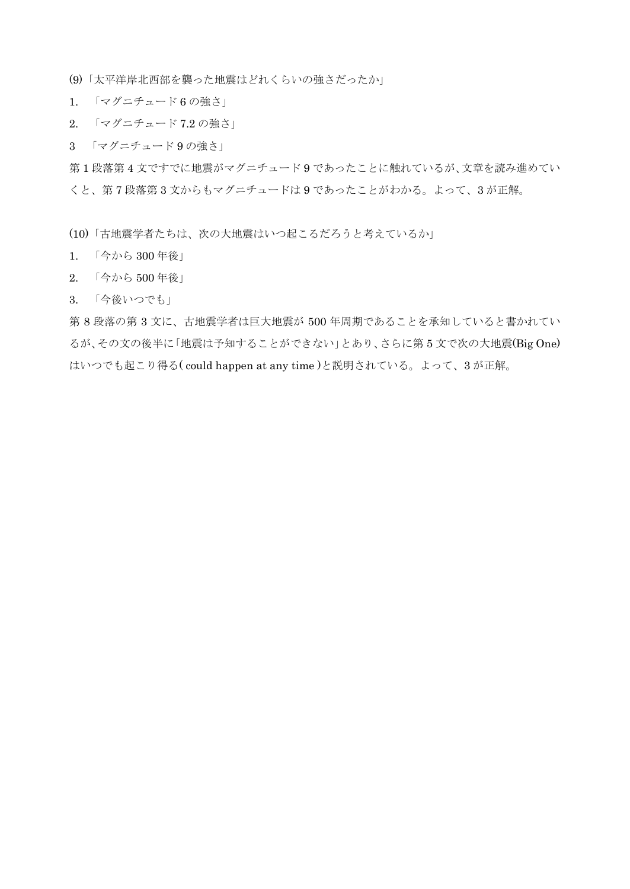(9)「太平洋岸北西部を襲った地震はどれくらいの強さだったか」

1.　「マグニチュード 6 の強さ」

2.　「マグニチュード 7.2 の強さ」

3　「マグニチュード 9 の強さ」

第 1 段落第 4 文ですでに地震がマグニチュード 9 であったことに触れているが、文章を読み進めていくと、第 7 段落第 3 文からもマグニチュードは 9 であったことがわかる。よって、3 が正解。

(10)「古地震学者たちは、次の大地震はいつ起こるだろうと考えているか」

1.　「今から 300 年後」

2.　「今から 500 年後」

3.　「今後いつでも」

第 8 段落の第 3 文に、古地震学者は巨大地震が 500 年周期であることを承知していると書かれているが、その文の後半に「地震は予知することができない」とあり、さらに第 5 文で次の大地震(Big One)はいつでも起こり得る( could happen at any time )と説明されている。よって、3 が正解。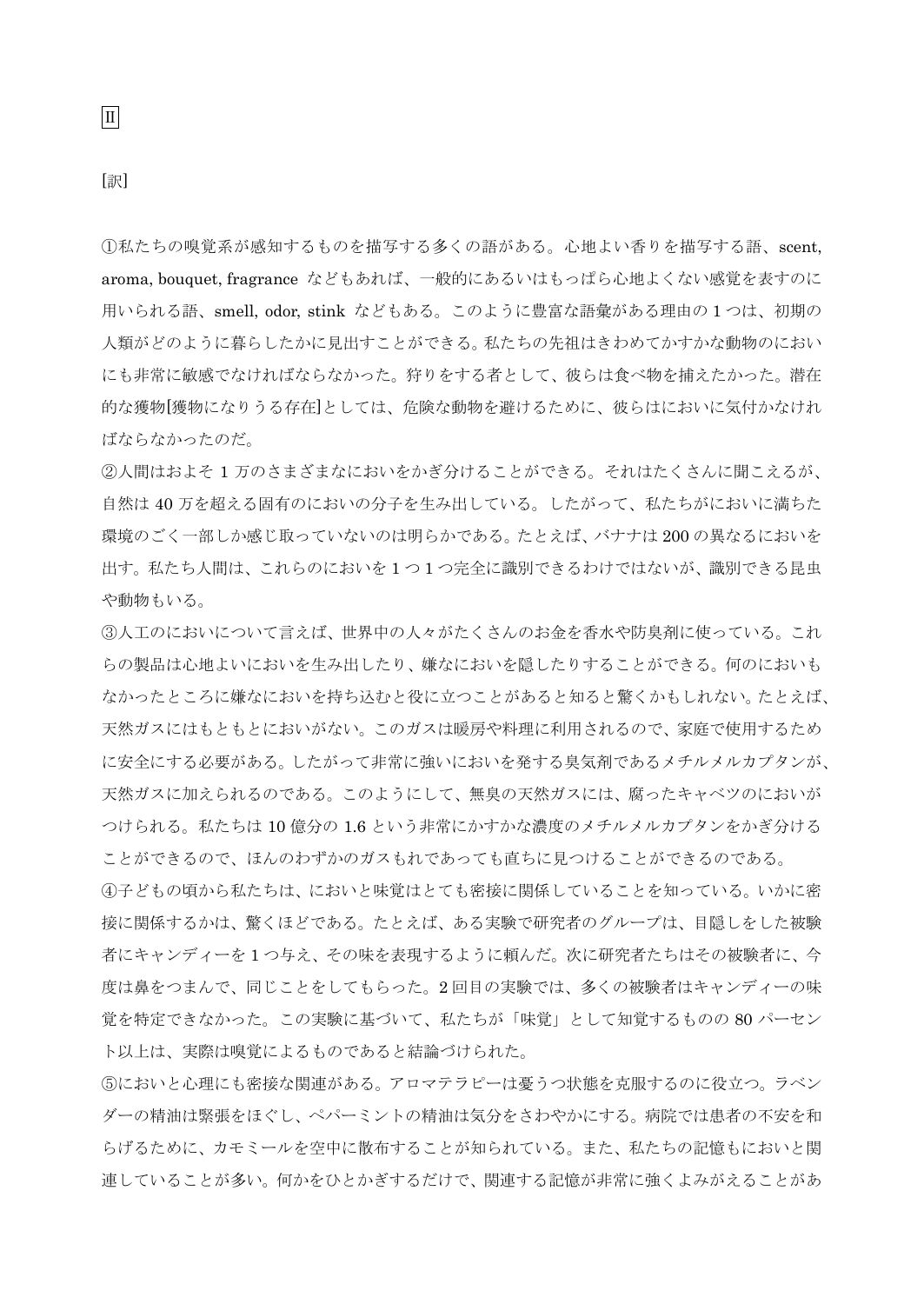Ⅱ

[訳]

①私たちの嗅覚系が感知するものを描写する多くの語がある。心地よい香りを描写する語、scent, aroma, bouquet, fragrance などもあれば、一般的にあるいはもっぱら心地よくない感覚を表すのに用いられる語、smell, odor, stink などもある。このように豊富な語彙がある理由の 1 つは、初期の人類がどのように暮らしたかに見出すことができる。私たちの先祖はきわめてかすかな動物のにおいにも非常に敏感でなければならなかった。狩りをする者として、彼らは食べ物を捕えたかった。潜在的な獲物[獲物になりうる存在]としては、危険な動物を避けるために、彼らはにおいに気付かなければならなかったのだ。

②人間はおよそ 1 万のさまざまなにおいをかぎ分けることができる。それはたくさんに聞こえるが、自然は 40 万を超える固有のにおいの分子を生み出している。したがって、私たちがにおいに満ちた環境のごく一部しか感じ取っていないのは明らかである。たとえば、バナナは 200 の異なるにおいを出す。私たち人間は、これらのにおいを 1 つ 1 つ完全に識別できるわけではないが、識別できる昆虫や動物もいる。

③人工のにおいについて言えば、世界中の人々がたくさんのお金を香水や防臭剤に使っている。これらの製品は心地よいにおいを生み出したり、嫌なにおいを隠したりすることができる。何のにおいもなかったところに嫌なにおいを持ち込むと役に立つことがあると知ると驚くかもしれない。たとえば、天然ガスにはもともとにおいがない。このガスは暖房や料理に利用されるので、家庭で使用するために安全にする必要がある。したがって非常に強いにおいを発する臭気剤であるメチルメルカプタンが、天然ガスに加えられるのである。このようにして、無臭の天然ガスには、腐ったキャベツのにおいがつけられる。私たちは 10 億分の 1.6 という非常にかすかな濃度のメチルメルカプタンをかぎ分けることができるので、ほんのわずかのガスもれであっても直ちに見つけることができるのである。

④子どもの頃から私たちは、においと味覚はとても密接に関係していることを知っている。いかに密接に関係するかは、驚くほどである。たとえば、ある実験で研究者のグループは、目隠しをした被験者にキャンディーを 1 つ与え、その味を表現するように頼んだ。次に研究者たちはその被験者に、今度は鼻をつまんで、同じことをしてもらった。2 回目の実験では、多くの被験者はキャンディーの味覚を特定できなかった。この実験に基づいて、私たちが「味覚」として知覚するものの 80 パーセント以上は、実際は嗅覚によるものであると結論づけられた。

⑤においと心理にも密接な関連がある。アロマテラピーは憂うつ状態を克服するのに役立つ。ラベンダーの精油は緊張をほぐし、ペパーミントの精油は気分をさわやかにする。病院では患者の不安を和らげるために、カモミールを空中に散布することが知られている。また、私たちの記憶もにおいと関連していることが多い。何かをひとかぎするだけで、関連する記憶が非常に強くよみがえることがあ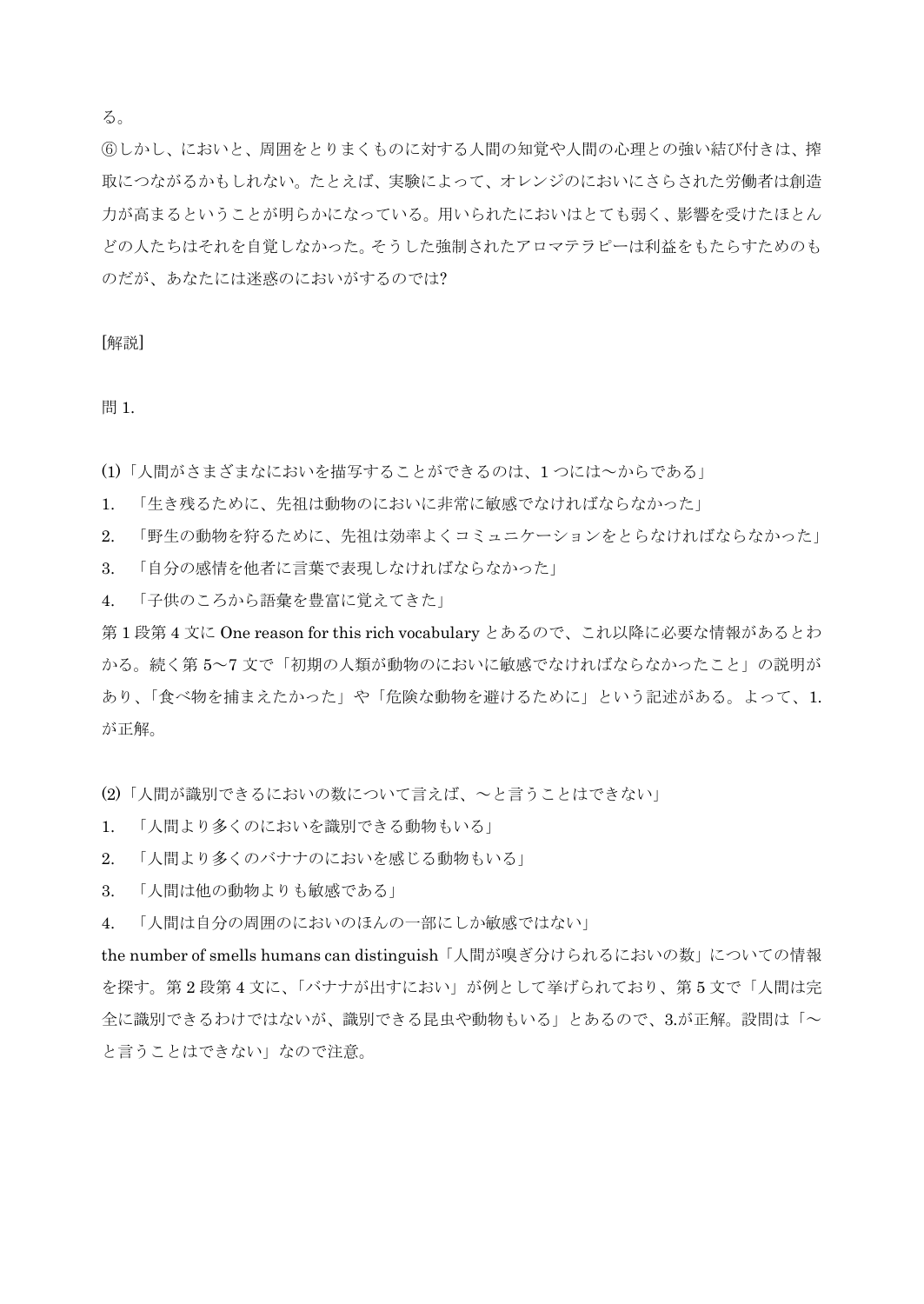る。

⑥しかし、においと、周囲をとりまくものに対する人間の知覚や人間の心理との強い結び付きは、搾取につながるかもしれない。たとえば、実験によって、オレンジのにおいにさらされた労働者は創造力が高まるということが明らかになっている。用いられたにおいはとても弱く、影響を受けたほとんどの人たちはそれを自覚しなかった。そうした強制されたアロマテラピーは利益をもたらすためのものだが、あなたには迷惑のにおいがするのでは?

[解説]

問 1.

(1)「人間がさまざまなにおいを描写することができるのは、1 つには～からである」

1. 「生き残るために、先祖は動物のにおいに非常に敏感でなければならなかった」
2. 「野生の動物を狩るために、先祖は効率よくコミュニケーションをとらなければならなかった」
3. 「自分の感情を他者に言葉で表現しなければならなかった」
4. 「子供のころから語彙を豊富に覚えてきた」

第 1 段第 4 文に One reason for this rich vocabulary とあるので、これ以降に必要な情報があるとわかる。続く第 5～7 文で「初期の人類が動物のにおいに敏感でなければならなかったこと」の説明があり、「食べ物を捕まえたかった」や「危険な動物を避けるために」という記述がある。よって、1.が正解。

(2)「人間が識別できるにおいの数について言えば、～と言うことはできない」

1. 「人間より多くのにおいを識別できる動物もいる」
2. 「人間より多くのバナナのにおいを感じる動物もいる」
3. 「人間は他の動物よりも敏感である」
4. 「人間は自分の周囲のにおいのほんの一部にしか敏感ではない」

the number of smells humans can distinguish「人間が嗅ぎ分けられるにおいの数」についての情報を探す。第 2 段第 4 文に、「バナナが出すにおい」が例として挙げられており、第 5 文で「人間は完全に識別できるわけではないが、識別できる昆虫や動物もいる」とあるので、3.が正解。設問は「～と言うことはできない」なので注意。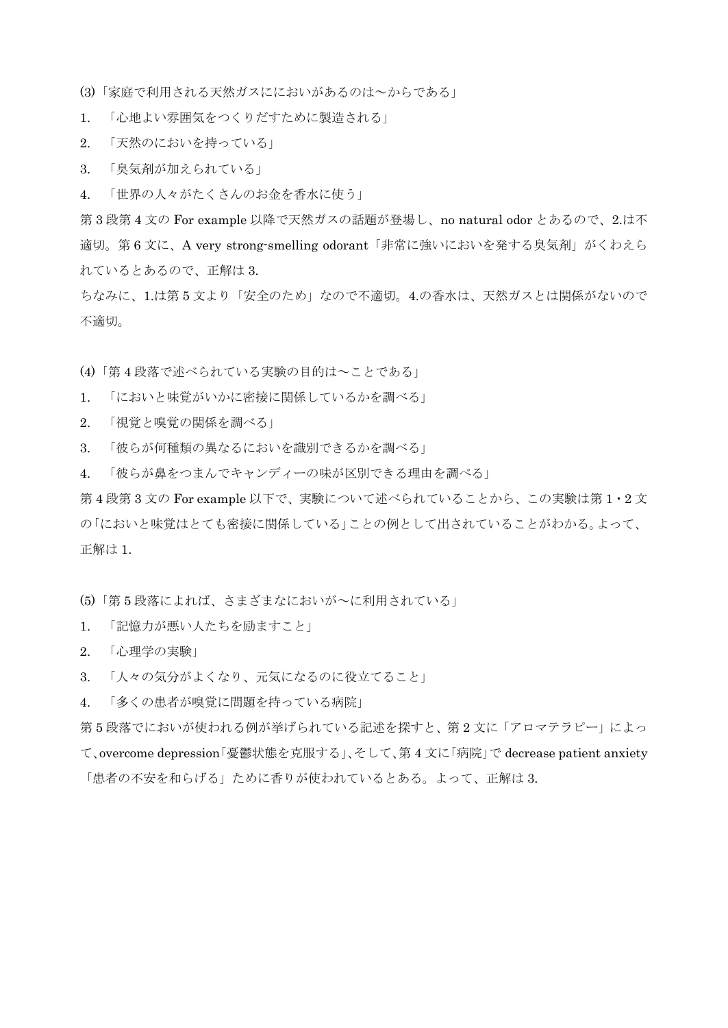(3)「家庭で利用される天然ガスににおいがあるのは～からである」

1. 「心地よい雰囲気をつくりだすために製造される」
2. 「天然のにおいを持っている」
3. 「臭気剤が加えられている」
4. 「世界の人々がたくさんのお金を香水に使う」

第 3 段第 4 文の For example 以降で天然ガスの話題が登場し、no natural odor とあるので、2.は不適切。第 6 文に、A very strong-smelling odorant「非常に強いにおいを発する臭気剤」がくわえられているとあるので、正解は 3.

ちなみに、1.は第 5 文より「安全のため」なので不適切。4.の香水は、天然ガスとは関係がないので不適切。

(4)「第 4 段落で述べられている実験の目的は～ことである」

1. 「においと味覚がいかに密接に関係しているかを調べる」
2. 「視覚と嗅覚の関係を調べる」
3. 「彼らが何種類の異なるにおいを識別できるかを調べる」
4. 「彼らが鼻をつまんでキャンディーの味が区別できる理由を調べる」

第 4 段第 3 文の For example 以下で、実験について述べられていることから、この実験は第 1・2 文の「においと味覚はとても密接に関係している」ことの例として出されていることがわかる。よって、正解は 1.

(5)「第 5 段落によれば、さまざまなにおいが～に利用されている」

1. 「記憶力が悪い人たちを励ますこと」
2. 「心理学の実験」
3. 「人々の気分がよくなり、元気になるのに役立てること」
4. 「多くの患者が嗅覚に問題を持っている病院」

第 5 段落でにおいが使われる例が挙げられている記述を探すと、第 2 文に「アロマテラピー」によって、overcome depression「憂鬱状態を克服する」、そして、第 4 文に「病院」で decrease patient anxiety「患者の不安を和らげる」ために香りが使われているとある。よって、正解は 3.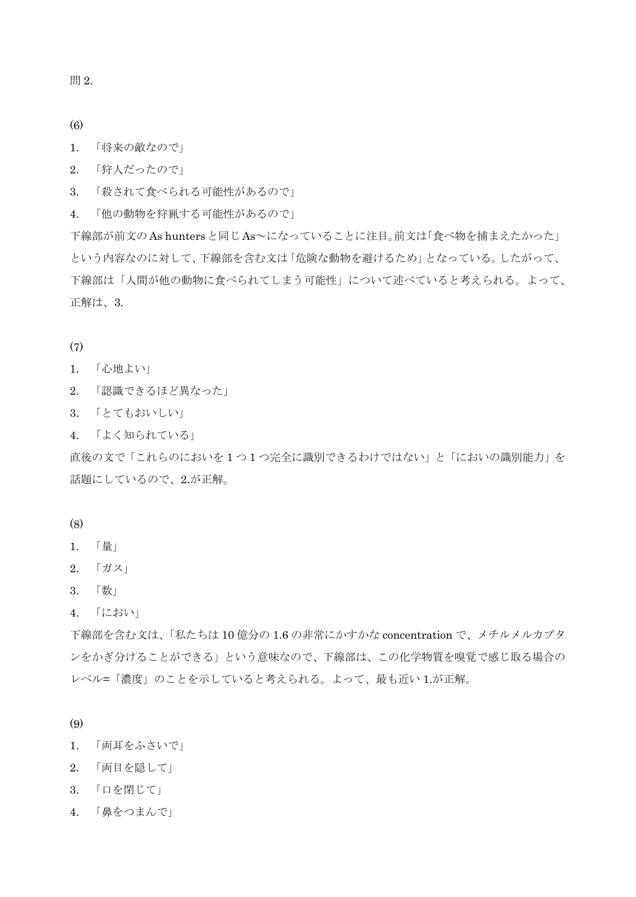問 2.

(6)

1. 「将来の敵なので」
2. 「狩人だったので」
3. 「殺されて食べられる可能性があるので」
4. 「他の動物を狩猟する可能性があるので」

下線部が前文のAs huntersと同じAs～になっていることに注目。前文は「食べ物を捕まえたかった」という内容なのに対して、下線部を含む文は「危険な動物を避けるため」となっている。したがって、下線部は「人間が他の動物に食べられてしまう可能性」について述べていると考えられる。よって、正解は、3.

(7)

1. 「心地よい」
2. 「認識できるほど異なった」
3. 「とてもおいしい」
4. 「よく知られている」

直後の文で「これらのにおいを1つ1つ完全に識別できるわけではない」と「においの識別能力」を話題にしているので、2.が正解。

(8)

1. 「量」
2. 「ガス」
3. 「数」
4. 「におい」

下線部を含む文は、「私たちは10億分の1.6の非常にかすかなconcentrationで、メチルメルカプタンをかぎ分けることができる」という意味なので、下線部は、この化学物質を嗅覚で感じ取る場合のレベル=「濃度」のことを示していると考えられる。よって、最も近い1.が正解。

(9)

1. 「両耳をふさいで」
2. 「両目を隠して」
3. 「口を閉じて」
4. 「鼻をつまんで」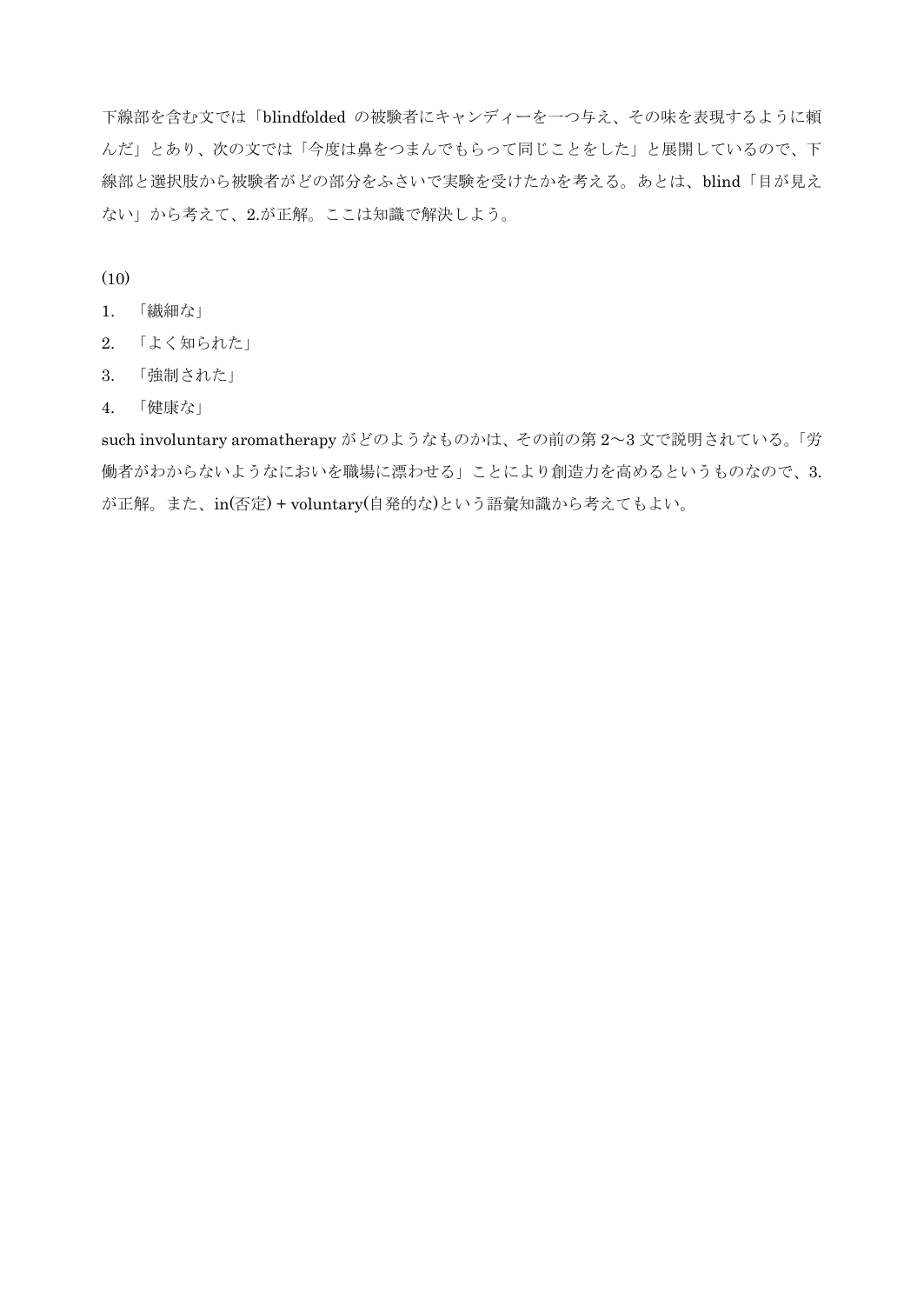下線部を含む文では「blindfolded の被験者にキャンディーを一つ与え、その味を表現するように頼んだ」とあり、次の文では「今度は鼻をつまんでもらって同じことをした」と展開しているので、下線部と選択肢から被験者がどの部分をふさいで実験を受けたかを考える。あとは、blind「目が見えない」から考えて、2.が正解。ここは知識で解決しよう。

(10)

1. 「繊細な」
2. 「よく知られた」
3. 「強制された」
4. 「健康な」

such involuntary aromatherapy がどのようなものかは、その前の第 2〜3 文で説明されている。「労働者がわからないようなにおいを職場に漂わせる」ことにより創造力を高めるというものなので、3.が正解。また、in(否定) + voluntary(自発的な)という語彙知識から考えてもよい。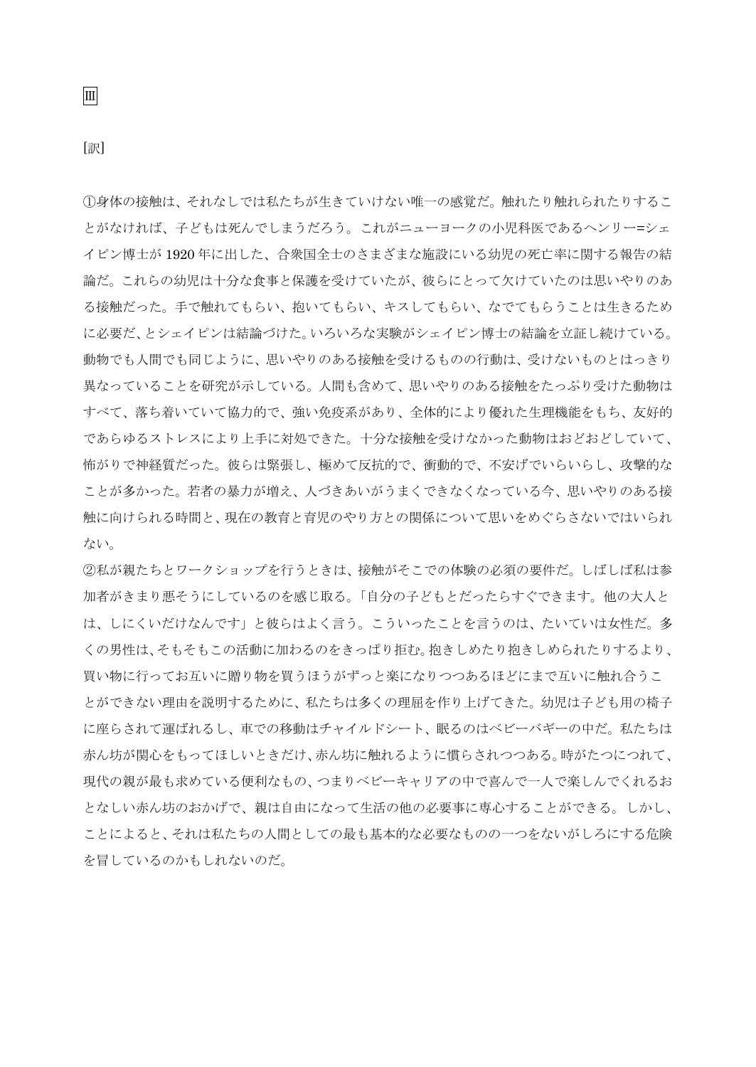Ⅲ

[訳]

①身体の接触は、それなしでは私たちが生きていけない唯一の感覚だ。触れたり触れられたりすることがなければ、子どもは死んでしまうだろう。これがニューヨークの小児科医であるヘンリー=シェイピン博士が 1920 年に出した、合衆国全土のさまざまな施設にいる幼児の死亡率に関する報告の結論だ。これらの幼児は十分な食事と保護を受けていたが、彼らにとって欠けていたのは思いやりのある接触だった。手で触れてもらい、抱いてもらい、キスしてもらい、なでてもらうことは生きるために必要だ、とシェイピンは結論づけた。いろいろな実験がシェイピン博士の結論を立証し続けている。動物でも人間でも同じように、思いやりのある接触を受けるものの行動は、受けないものとはっきり異なっていることを研究が示している。人間も含めて、思いやりのある接触をたっぷり受けた動物はすべて、落ち着いていて協力的で、強い免疫系があり、全体的により優れた生理機能をもち、友好的であらゆるストレスにより上手に対処できた。十分な接触を受けなかった動物はおどおどしていて、怖がりで神経質だった。彼らは緊張し、極めて反抗的で、衝動的で、不安げでいらいらし、攻撃的なことが多かった。若者の暴力が増え、人づきあいがうまくできなくなっている今、思いやりのある接触に向けられる時間と、現在の教育と育児のやり方との関係について思いをめぐらさないではいられない。

②私が親たちとワークショップを行うときは、接触がそこでの体験の必須の要件だ。しばしば私は参加者がきまり悪そうにしているのを感じ取る。「自分の子どもとだったらすぐできます。他の大人とは、しにくいだけなんです」と彼らはよく言う。こういったことを言うのは、たいていは女性だ。多くの男性は、そもそもこの活動に加わるのをきっぱり拒む。抱きしめたり抱きしめられたりするより、買い物に行ってお互いに贈り物を買うほうがずっと楽になりつつあるほどにまで互いに触れ合うことができない理由を説明するために、私たちは多くの理屈を作り上げてきた。幼児は子ども用の椅子に座らされて運ばれるし、車での移動はチャイルドシート、眠るのはベビーバギーの中だ。私たちは赤ん坊が関心をもってほしいときだけ、赤ん坊に触れるように慣らされつつある。時がたつにつれて、現代の親が最も求めている便利なもの、つまりベビーキャリアの中で喜んで一人で楽しんでくれるおとなしい赤ん坊のおかげで、親は自由になって生活の他の必要事に専心することができる。しかし、ことによると、それは私たちの人間としての最も基本的な必要なものの一つをないがしろにする危険を冒しているのかもしれないのだ。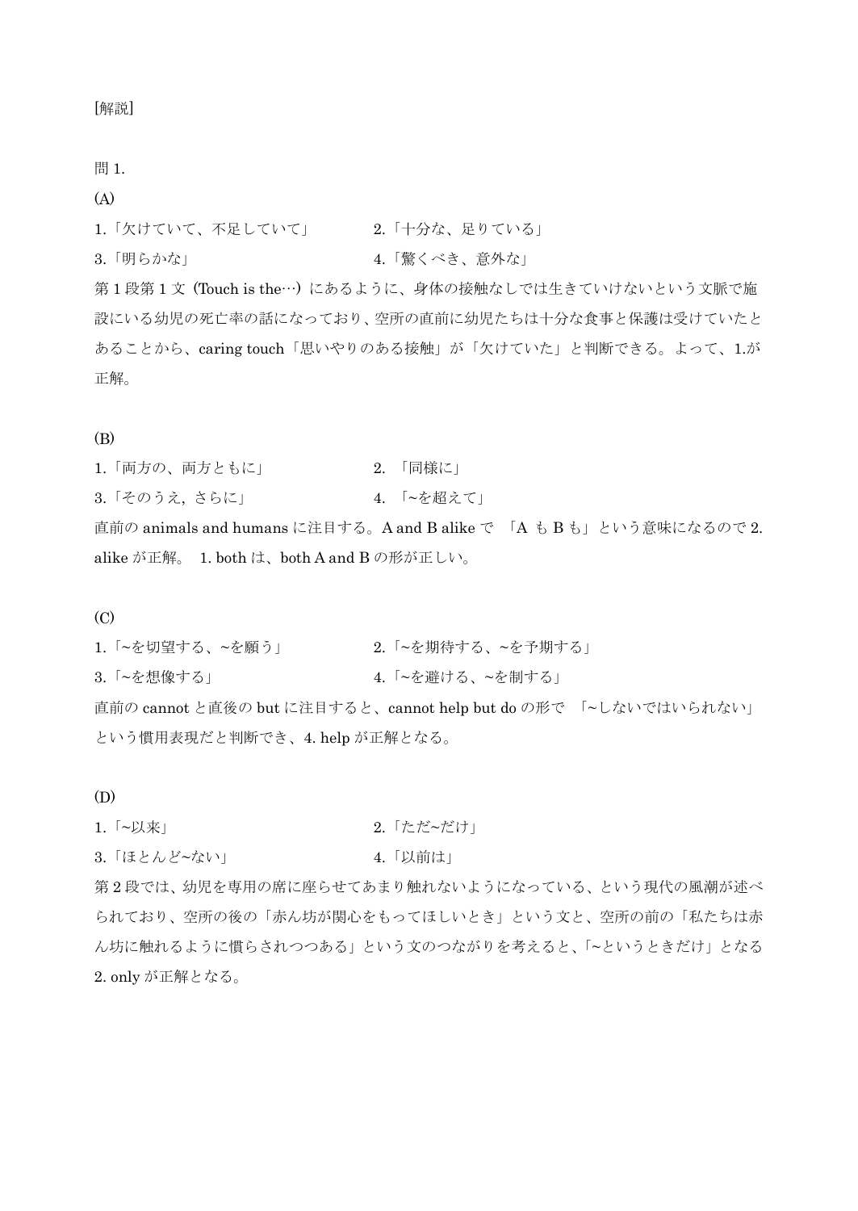[解説]

問 1.

(A)

1.「欠けていて、不足していて」　　　2.「十分な、足りている」

3.「明らかな」　　　　　　　　　　　4.「驚くべき、意外な」

第 1 段第 1 文（Touch is the…）にあるように、身体の接触なしでは生きていけないという文脈で施設にいる幼児の死亡率の話になっており、空所の直前に幼児たちは十分な食事と保護は受けていたとあることから、caring touch「思いやりのある接触」が「欠けていた」と判断できる。よって、1.が正解。

(B)

1.「両方の、両方ともに」　　　　　　2. 「同様に」

3.「そのうえ, さらに」　　　　　　　4. 「~を超えて」

直前の animals and humans に注目する。A and B alike で 「A も B も」という意味になるので 2. alike が正解。 1. both は、both A and B の形が正しい。

(C)

1.「~を切望する、~を願う」　　　　2.「~を期待する、~を予期する」

3.「~を想像する」　　　　　　　　　4.「~を避ける、~を制する」

直前の cannot と直後の but に注目すると、cannot help but do の形で 「~しないではいられない」という慣用表現だと判断でき、4. help が正解となる。

(D)

1.「~以来」　　　　　　　　　　　　2.「ただ~だけ」

3.「ほとんど~ない」　　　　　　　　4.「以前は」

第 2 段では、幼児を専用の席に座らせてあまり触れないようになっている、という現代の風潮が述べられており、空所の後の「赤ん坊が関心をもってほしいとき」という文と、空所の前の「私たちは赤ん坊に触れるように慣らされつつある」という文のつながりを考えると、「~というときだけ」となる 2. only が正解となる。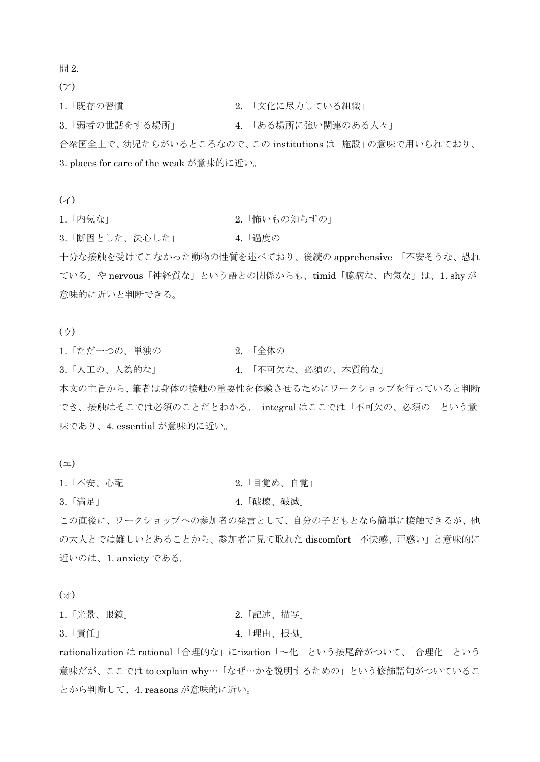問 2.

(ア)

1.「既存の習慣」　　　　　　　　　2. 「文化に尽力している組織」

3.「弱者の世話をする場所」　　　　4. 「ある場所に強い関連のある人々」

合衆国全土で、幼児たちがいるところなので、この institutions は「施設」の意味で用いられており、3. places for care of the weak が意味的に近い。

(イ)

1.「内気な」　　　　　　　　　　　2.「怖いもの知らずの」

3.「断固とした、決心した」　　　　4.「過度の」

十分な接触を受けてこなかった動物の性質を述べており、後続の apprehensive 「不安そうな、恐れている」や nervous「神経質な」という語との関係からも、timid「臆病な、内気な」は、1. shy が意味的に近いと判断できる。

(ウ)

1.「ただ一つの、単独の」　　　　　2. 「全体の」

3.「人工の、人為的な」　　　　　　4. 「不可欠な、必須の、本質的な」

本文の主旨から、筆者は身体の接触の重要性を体験させるためにワークショップを行っていると判断でき、接触はそこでは必須のことだとわかる。 integral はここでは「不可欠の、必須の」という意味であり、4. essential が意味的に近い。

(エ)

1.「不安、心配」　　　　　　　　　2.「目覚め、自覚」

3.「満足」　　　　　　　　　　　　4.「破壊、破滅」

この直後に、ワークショップへの参加者の発言として、自分の子どもとなら簡単に接触できるが、他の大人とでは難しいとあることから、参加者に見て取れた discomfort「不快感、戸惑い」と意味的に近いのは、1. anxiety である。

(オ)

1.「光景、眼鏡」　　　　　　　　　2.「記述、描写」

3.「責任」　　　　　　　　　　　　4.「理由、根拠」

rationalization は rational「合理的な」に-ization「～化」という接尾辞がついて、「合理化」という意味だが、ここでは to explain why…「なぜ…かを説明するための」という修飾語句がついていることから判断して、4. reasons が意味的に近い。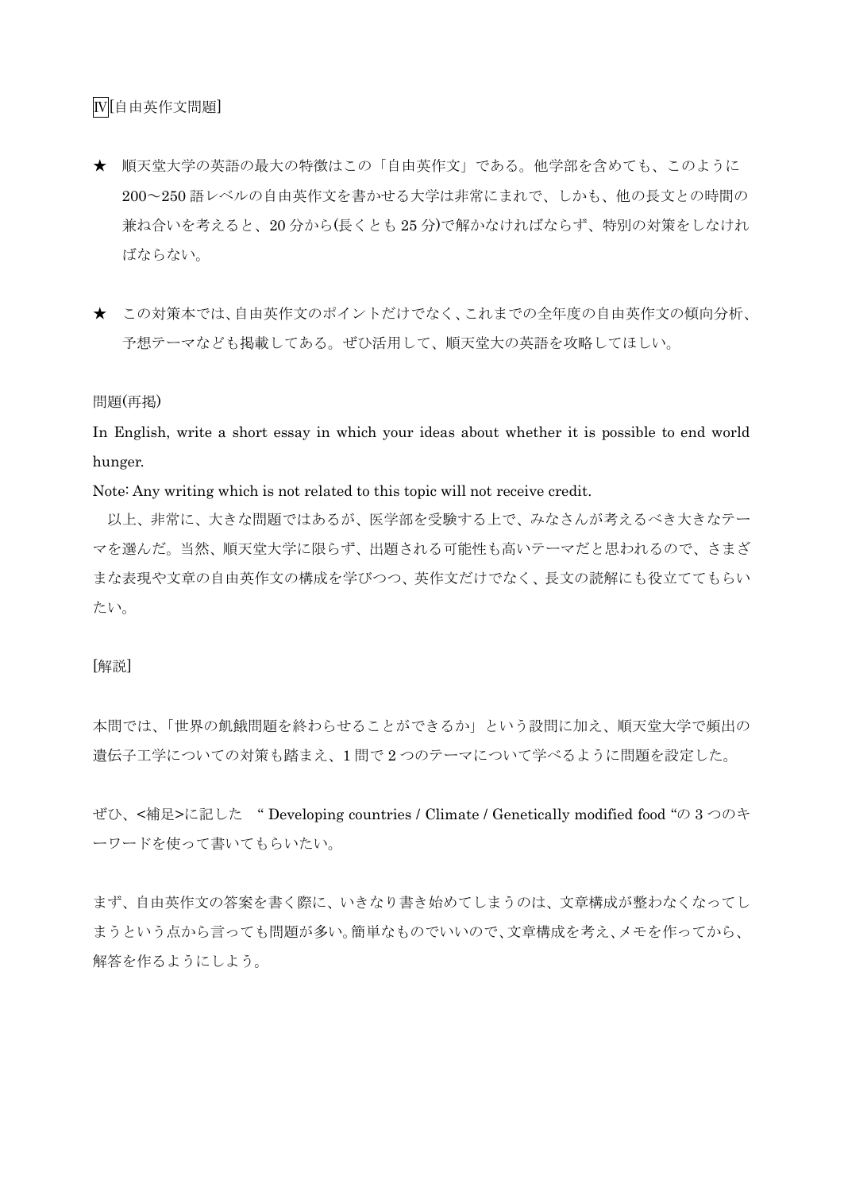Ⅳ[自由英作文問題]

★ 順天堂大学の英語の最大の特徴はこの「自由英作文」である。他学部を含めても、このように200〜250 語レベルの自由英作文を書かせる大学は非常にまれで、しかも、他の長文との時間の兼ね合いを考えると、20 分から(長くとも 25 分)で解かなければならず、特別の対策をしなければならない。

★ この対策本では、自由英作文のポイントだけでなく、これまでの全年度の自由英作文の傾向分析、予想テーマなども掲載してある。ぜひ活用して、順天堂大の英語を攻略してほしい。

問題(再掲)

In English, write a short essay in which your ideas about whether it is possible to end world hunger.

Note: Any writing which is not related to this topic will not receive credit.

以上、非常に、大きな問題ではあるが、医学部を受験する上で、みなさんが考えるべき大きなテーマを選んだ。当然、順天堂大学に限らず、出題される可能性も高いテーマだと思われるので、さまざまな表現や文章の自由英作文の構成を学びつつ、英作文だけでなく、長文の読解にも役立ててもらいたい。

[解説]

本問では、「世界の飢餓問題を終わらせることができるか」という設問に加え、順天堂大学で頻出の遺伝子工学についての対策も踏まえ、1 問で 2 つのテーマについて学べるように問題を設定した。

ぜひ、<補足>に記した “ Developing countries / Climate / Genetically modified food “の 3 つのキーワードを使って書いてもらいたい。

まず、自由英作文の答案を書く際に、いきなり書き始めてしまうのは、文章構成が整わなくなってしまうという点から言っても問題が多い。簡単なものでいいので、文章構成を考え、メモを作ってから、解答を作るようにしよう。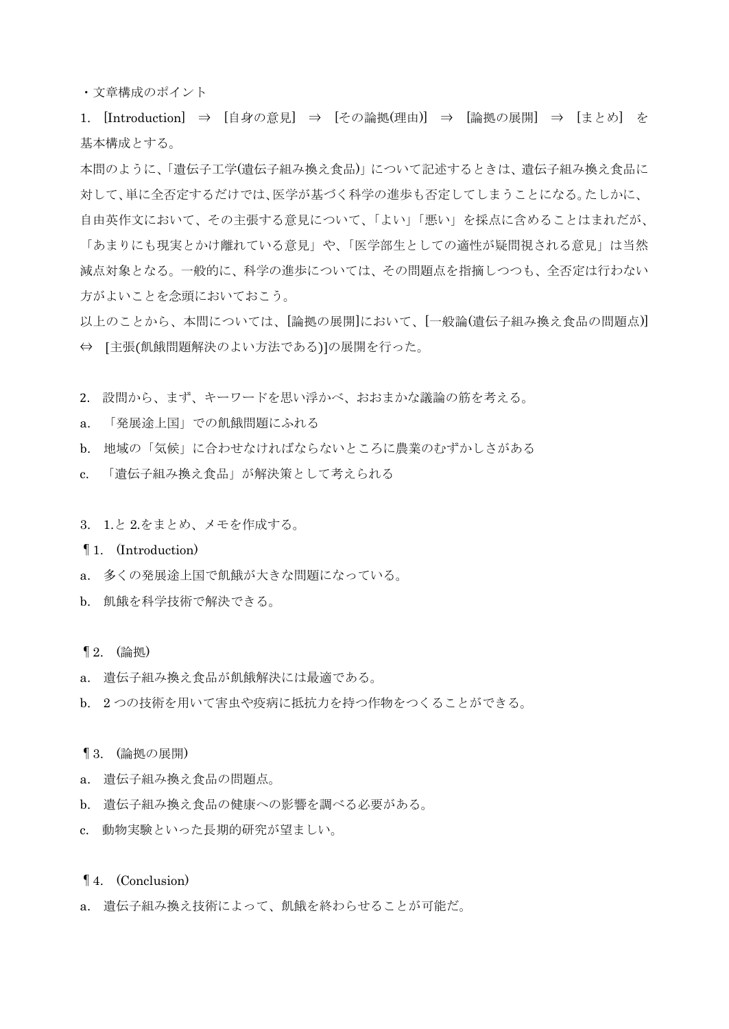・文章構成のポイント

1. [Introduction] ⇒ [自身の意見] ⇒ [その論拠(理由)] ⇒ [論拠の展開] ⇒ [まとめ] を基本構成とする。

本問のように、「遺伝子工学(遺伝子組み換え食品)」について記述するときは、遺伝子組み換え食品に対して、単に全否定するだけでは、医学が基づく科学の進歩も否定してしまうことになる。たしかに、自由英作文において、その主張する意見について、「よい」「悪い」を採点に含めることはまれだが、「あまりにも現実とかけ離れている意見」や、「医学部生としての適性が疑問視される意見」は当然減点対象となる。一般的に、科学の進歩については、その問題点を指摘しつつも、全否定は行わない方がよいことを念頭においておこう。

以上のことから、本問については、[論拠の展開]において、[一般論(遺伝子組み換え食品の問題点)] ⇔ [主張(飢餓問題解決のよい方法である)]の展開を行った。

2. 設問から、まず、キーワードを思い浮かべ、おおまかな議論の筋を考える。

a. 「発展途上国」での飢餓問題にふれる

b. 地域の「気候」に合わせなければならないところに農業のむずかしさがある

c. 「遺伝子組み換え食品」が解決策として考えられる

3. 1.と 2.をまとめ、メモを作成する。

¶1. (Introduction)

a. 多くの発展途上国で飢餓が大きな問題になっている。

b. 飢餓を科学技術で解決できる。

¶2. (論拠)

a. 遺伝子組み換え食品が飢餓解決には最適である。

b. 2 つの技術を用いて害虫や疫病に抵抗力を持つ作物をつくることができる。

¶3. (論拠の展開)

a. 遺伝子組み換え食品の問題点。

b. 遺伝子組み換え食品の健康への影響を調べる必要がある。

c. 動物実験といった長期的研究が望ましい。

¶4. (Conclusion)

a. 遺伝子組み換え技術によって、飢餓を終わらせることが可能だ。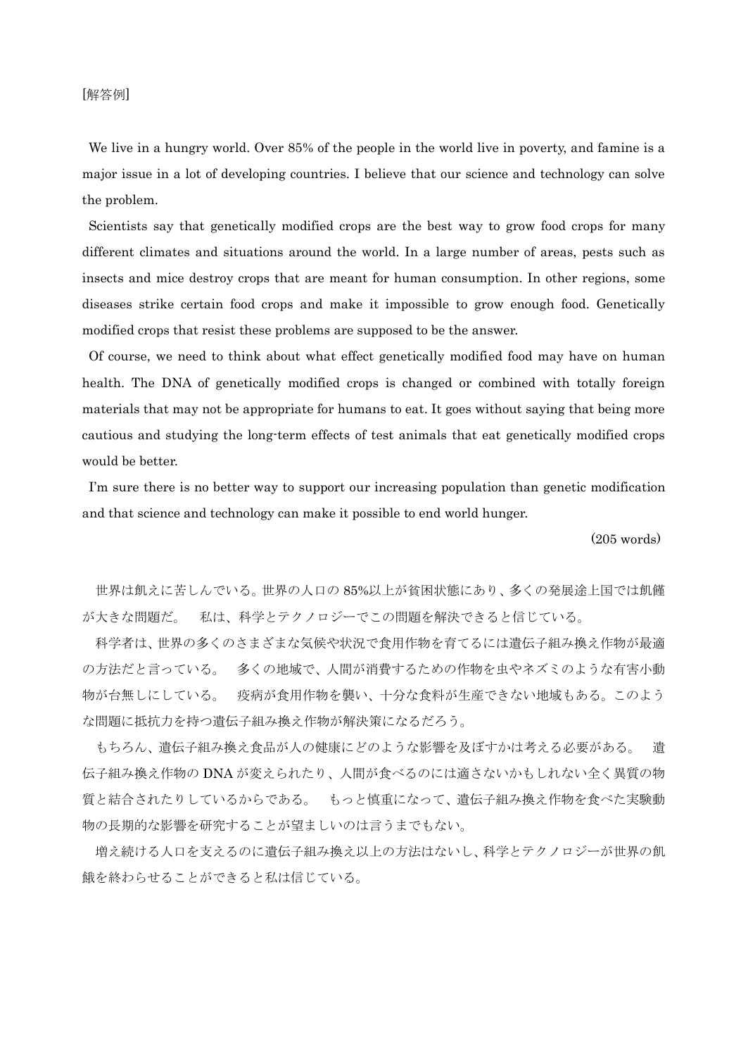[解答例]

We live in a hungry world. Over 85% of the people in the world live in poverty, and famine is a major issue in a lot of developing countries. I believe that our science and technology can solve the problem.

Scientists say that genetically modified crops are the best way to grow food crops for many different climates and situations around the world. In a large number of areas, pests such as insects and mice destroy crops that are meant for human consumption. In other regions, some diseases strike certain food crops and make it impossible to grow enough food. Genetically modified crops that resist these problems are supposed to be the answer.

Of course, we need to think about what effect genetically modified food may have on human health. The DNA of genetically modified crops is changed or combined with totally foreign materials that may not be appropriate for humans to eat. It goes without saying that being more cautious and studying the long-term effects of test animals that eat genetically modified crops would be better.

I'm sure there is no better way to support our increasing population than genetic modification and that science and technology can make it possible to end world hunger.

(205 words)

世界は飢えに苦しんでいる。世界の人口の 85%以上が貧困状態にあり、多くの発展途上国では飢饉が大きな問題だ。　私は、科学とテクノロジーでこの問題を解決できると信じている。

科学者は、世界の多くのさまざまな気候や状況で食用作物を育てるには遺伝子組み換え作物が最適の方法だと言っている。　多くの地域で、人間が消費するための作物を虫やネズミのような有害小動物が台無しにしている。　疫病が食用作物を襲い、十分な食料が生産できない地域もある。このような問題に抵抗力を持つ遺伝子組み換え作物が解決策になるだろう。

もちろん、遺伝子組み換え食品が人の健康にどのような影響を及ぼすかは考える必要がある。　遺伝子組み換え作物の DNA が変えられたり、人間が食べるのには適さないかもしれない全く異質の物質と結合されたりしているからである。　もっと慎重になって、遺伝子組み換え作物を食べた実験動物の長期的な影響を研究することが望ましいのは言うまでもない。

増え続ける人口を支えるのに遺伝子組み換え以上の方法はないし、科学とテクノロジーが世界の飢餓を終わらせることができると私は信じている。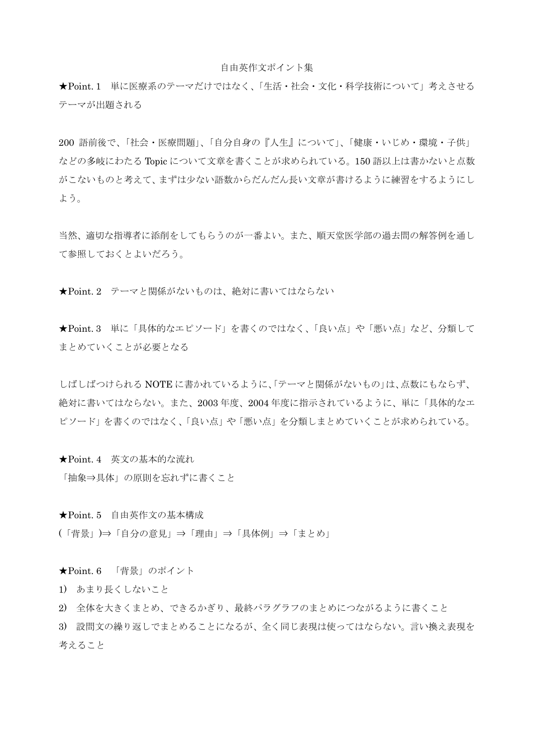# 自由英作文ポイント集

**★Point. 1　単に医療系のテーマだけではなく、「生活・社会・文化・科学技術について」考えさせるテーマが出題される**

200 語前後で、「社会・医療問題」、「自分自身の『人生』について」、「健康・いじめ・環境・子供」などの多岐にわたる Topic について文章を書くことが求められている。150 語以上は書かないと点数がこないものと考えて、まずは少ない語数からだんだん長い文章が書けるように練習をするようにしよう。

当然、適切な指導者に添削をしてもらうのが一番よい。また、順天堂医学部の過去問の解答例を通して参照しておくとよいだろう。

**★Point. 2　テーマと関係がないものは、絶対に書いてはならない**

**★Point. 3　単に「具体的なエピソード」を書くのではなく、「良い点」や「悪い点」など、分類してまとめていくことが必要となる**

しばしばつけられる NOTE に書かれているように、「テーマと関係がないもの」は、点数にもならず、絶対に書いてはならない。また、2003 年度、2004 年度に指示されているように、単に「具体的なエピソード」を書くのではなく、「良い点」や「悪い点」を分類しまとめていくことが求められている。

**★Point. 4　英文の基本的な流れ**

「抽象⇒具体」の原則を忘れずに書くこと

**★Point. 5　自由英作文の基本構成**

(「背景」)⇒「自分の意見」⇒「理由」⇒「具体例」⇒「まとめ」

**★Point. 6　「背景」のポイント**

1)　あまり長くしないこと
2)　全体を大きくまとめ、できるかぎり、最終パラグラフのまとめにつながるように書くこと
3)　設問文の繰り返しでまとめることになるが、全く同じ表現は使ってはならない。言い換え表現を考えること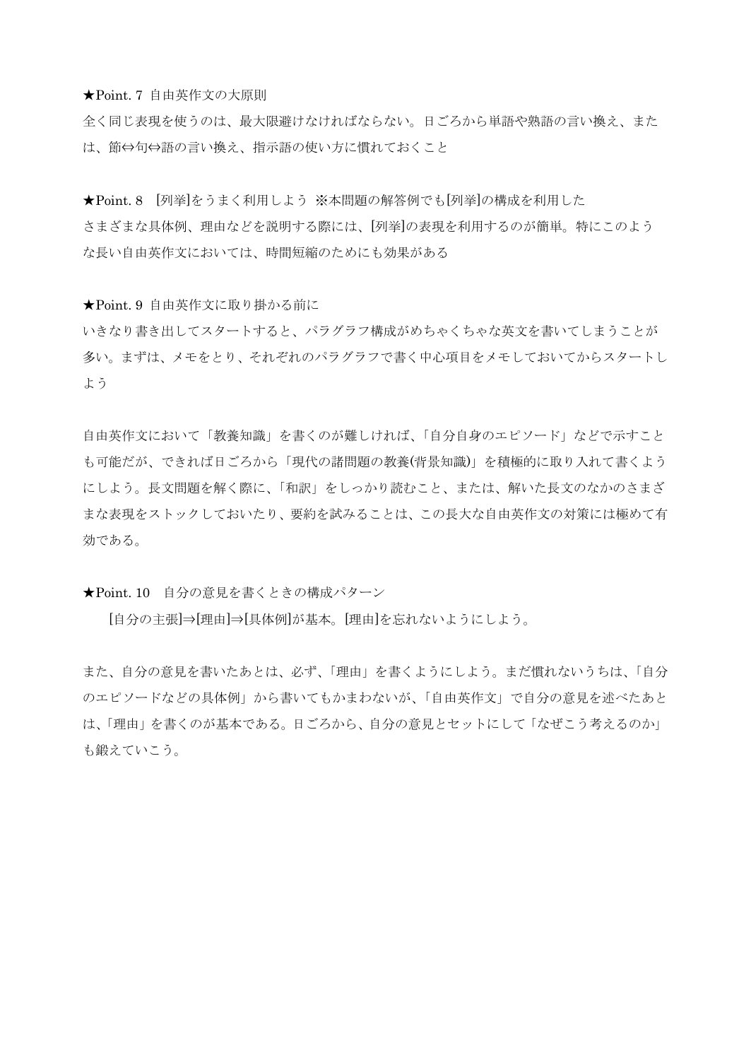★Point. 7 自由英作文の大原則

全く同じ表現を使うのは、最大限避けなければならない。日ごろから単語や熟語の言い換え、または、節⇔句⇔語の言い換え、指示語の使い方に慣れておくこと

★Point. 8 [列挙]をうまく利用しよう ※本問題の解答例でも[列挙]の構成を利用した

さまざまな具体例、理由などを説明する際には、[列挙]の表現を利用するのが簡単。特にこのような長い自由英作文においては、時間短縮のためにも効果がある

★Point. 9 自由英作文に取り掛かる前に

いきなり書き出してスタートすると、パラグラフ構成がめちゃくちゃな英文を書いてしまうことが多い。まずは、メモをとり、それぞれのパラグラフで書く中心項目をメモしておいてからスタートしよう

自由英作文において「教養知識」を書くのが難しければ、「自分自身のエピソード」などで示すことも可能だが、できれば日ごろから「現代の諸問題の教養(背景知識)」を積極的に取り入れて書くようにしよう。長文問題を解く際に、「和訳」をしっかり読むこと、または、解いた長文のなかのさまざまな表現をストックしておいたり、要約を試みることは、この長大な自由英作文の対策には極めて有効である。

★Point. 10 自分の意見を書くときの構成パターン

[自分の主張]⇒[理由]⇒[具体例]が基本。[理由]を忘れないようにしよう。

また、自分の意見を書いたあとは、必ず、「理由」を書くようにしよう。まだ慣れないうちは、「自分のエピソードなどの具体例」から書いてもかまわないが、「自由英作文」で自分の意見を述べたあとは、「理由」を書くのが基本である。日ごろから、自分の意見とセットにして「なぜこう考えるのか」も鍛えていこう。